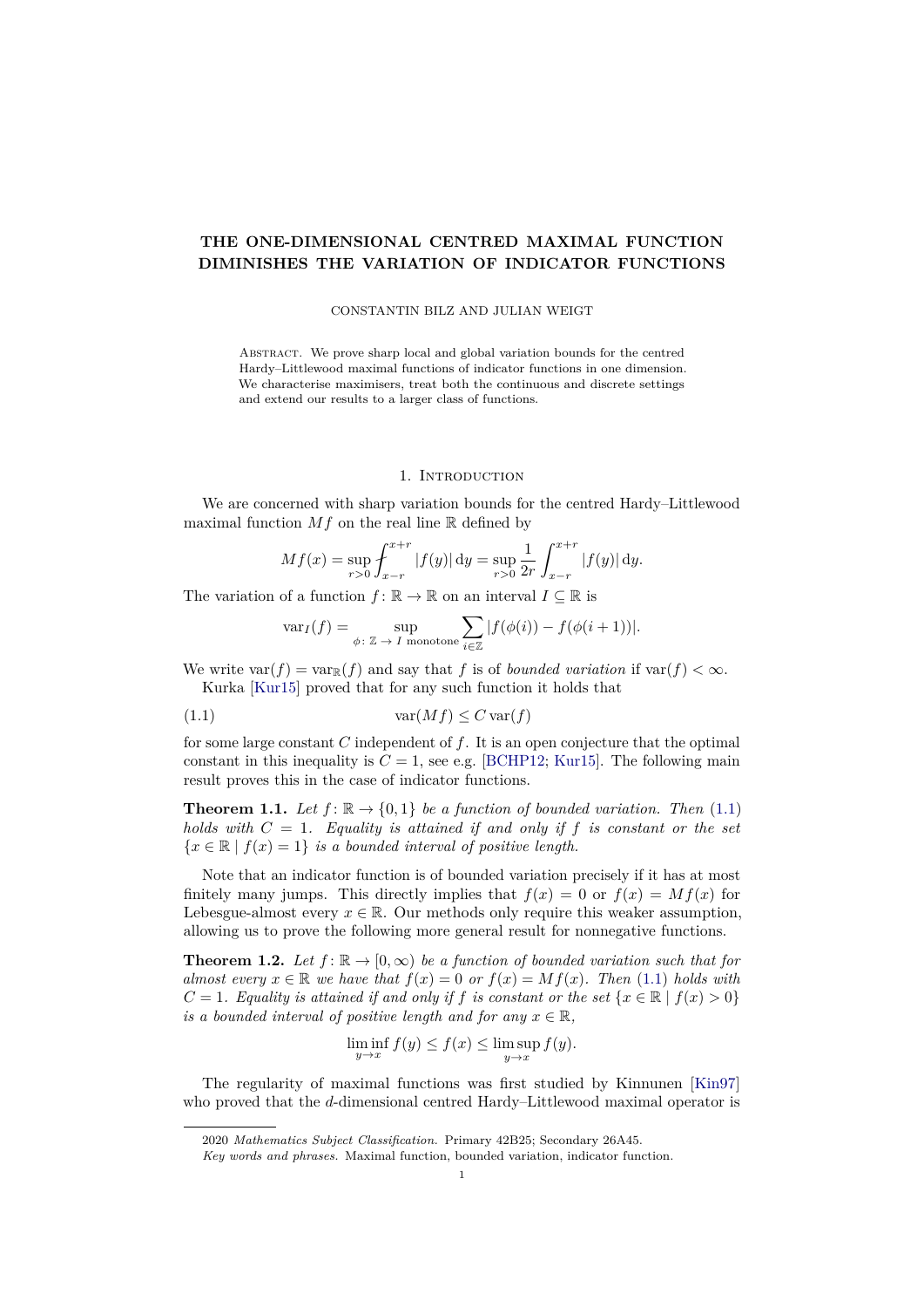# THE ONE-DIMENSIONAL CENTRED MAXIMAL FUNCTION DIMINISHES THE VARIATION OF INDICATOR FUNCTIONS

CONSTANTIN BILZ AND JULIAN WEIGT

ABSTRACT. We prove sharp local and global variation bounds for the centred Hardy–Littlewood maximal functions of indicator functions in one dimension. We characterise maximisers, treat both the continuous and discrete settings and extend our results to a larger class of functions.

## 1. Introduction

We are concerned with sharp variation bounds for the centred Hardy–Littlewood maximal function $Mf$ on the real line $\mathbb{R}$ defined by

$$Mf(x) = \sup_{r>0} \fint_{x-r}^{x+r} |f(y)| \, \mathrm{d}y = \sup_{r>0} \frac{1}{2r} \int_{x-r}^{x+r} |f(y)| \, \mathrm{d}y.$$

The variation of a function $f : \mathbb{R} \to \mathbb{R}$ on an interval $I \subseteq \mathbb{R}$ is

$$\operatorname{var}_I(f) = \sup_{\phi : \mathbb{Z} \to I \text{ monotone}} \sum_{i \in \mathbb{Z}} |f(\phi(i)) - f(\phi(i+1))|.$$

We write $\operatorname{var}(f) = \operatorname{var}_{\mathbb{R}}(f)$ and say that $f$ is of *bounded variation* if $\operatorname{var}(f) < \infty$.

Kurka [Kur15] proved that for any such function it holds that

$$\operatorname{var}(Mf) \leq C \operatorname{var}(f) \tag{1.1}$$

for some large constant $C$ independent of $f$. It is an open conjecture that the optimal constant in this inequality is $C = 1$, see e.g. [BCHP12; Kur15]. The following main result proves this in the case of indicator functions.

**Theorem 1.1.** *Let $f : \mathbb{R} \to \{0, 1\}$ be a function of bounded variation. Then (1.1) holds with $C = 1$. Equality is attained if and only if $f$ is constant or the set $\{x \in \mathbb{R} \mid f(x) = 1\}$ is a bounded interval of positive length.*

Note that an indicator function is of bounded variation precisely if it has at most finitely many jumps. This directly implies that $f(x) = 0$ or $f(x) = Mf(x)$ for Lebesgue-almost every $x \in \mathbb{R}$. Our methods only require this weaker assumption, allowing us to prove the following more general result for nonnegative functions.

**Theorem 1.2.** *Let $f : \mathbb{R} \to [0, \infty)$ be a function of bounded variation such that for almost every $x \in \mathbb{R}$ we have that $f(x) = 0$ or $f(x) = Mf(x)$. Then (1.1) holds with $C = 1$. Equality is attained if and only if $f$ is constant or the set $\{x \in \mathbb{R} \mid f(x) > 0\}$ is a bounded interval of positive length and for any $x \in \mathbb{R}$,*

$$\liminf_{y \to x} f(y) \leq f(x) \leq \limsup_{y \to x} f(y).$$

The regularity of maximal functions was first studied by Kinnunen [Kin97] who proved that the $d$-dimensional centred Hardy–Littlewood maximal operator is

---

2020 *Mathematics Subject Classification.* Primary 42B25; Secondary 26A45.

*Key words and phrases.* Maximal function, bounded variation, indicator function.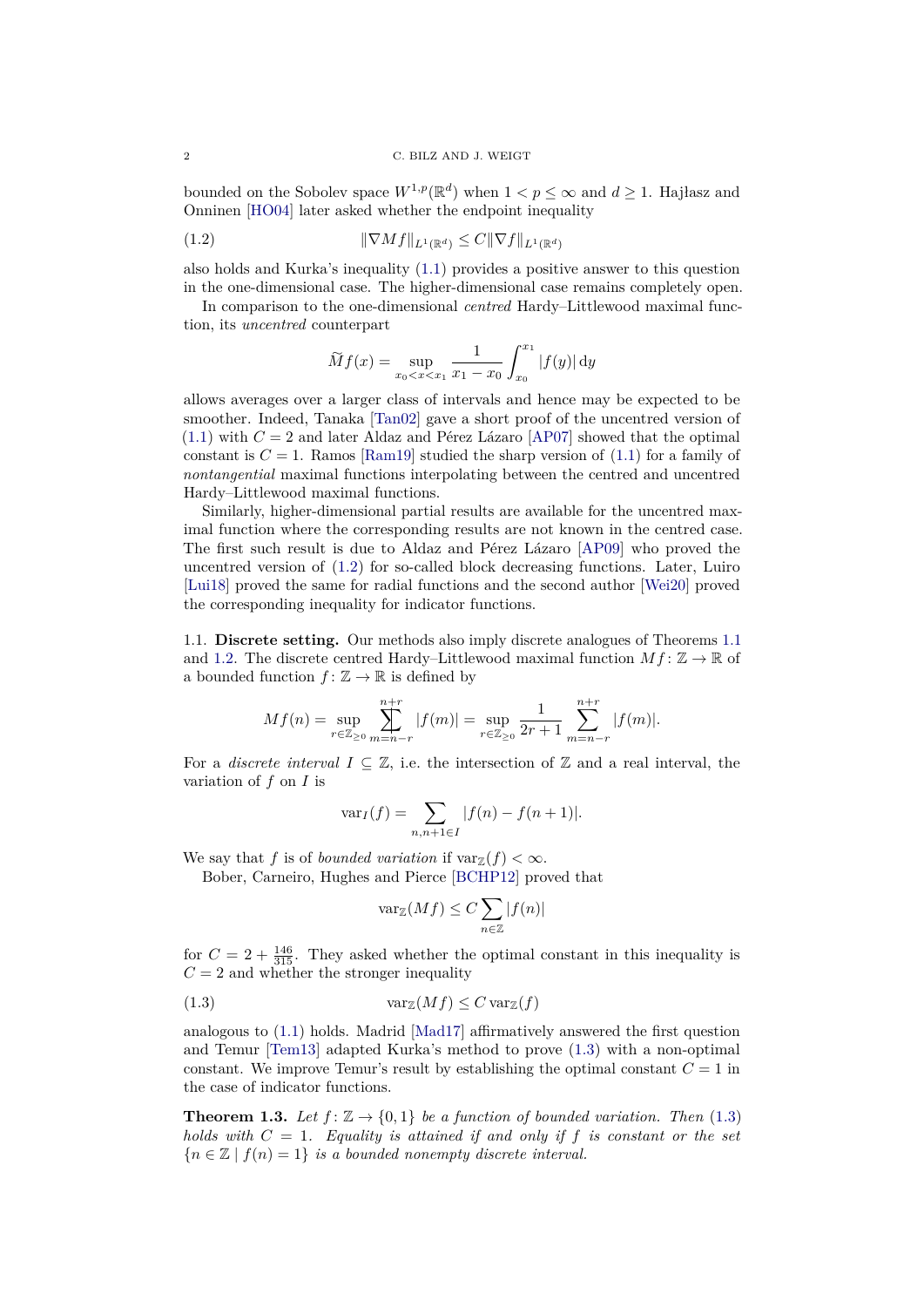bounded on the Sobolev space $W^{1,p}(\mathbb{R}^d)$ when $1 < p \leq \infty$ and $d \geq 1$. Hajłasz and Onninen [HO04] later asked whether the endpoint inequality

$$\|\nabla Mf\|_{L^1(\mathbb{R}^d)} \leq C\|\nabla f\|_{L^1(\mathbb{R}^d)} \tag{1.2}$$

also holds and Kurka's inequality (1.1) provides a positive answer to this question in the one-dimensional case. The higher-dimensional case remains completely open.

In comparison to the one-dimensional *centred* Hardy–Littlewood maximal function, its *uncentred* counterpart

$$\widetilde{M}f(x) = \sup_{x_0 < x < x_1} \frac{1}{x_1 - x_0} \int_{x_0}^{x_1} |f(y)| \,\mathrm{d}y$$

allows averages over a larger class of intervals and hence may be expected to be smoother. Indeed, Tanaka [Tan02] gave a short proof of the uncentred version of (1.1) with $C = 2$ and later Aldaz and Pérez Lázaro [AP07] showed that the optimal constant is $C = 1$. Ramos [Ram19] studied the sharp version of (1.1) for a family of *nontangential* maximal functions interpolating between the centred and uncentred Hardy–Littlewood maximal functions.

Similarly, higher-dimensional partial results are available for the uncentred maximal function where the corresponding results are not known in the centred case. The first such result is due to Aldaz and Pérez Lázaro [AP09] who proved the uncentred version of (1.2) for so-called block decreasing functions. Later, Luiro [Lui18] proved the same for radial functions and the second author [Wei20] proved the corresponding inequality for indicator functions.

1.1. **Discrete setting.** Our methods also imply discrete analogues of Theorems 1.1 and 1.2. The discrete centred Hardy–Littlewood maximal function $Mf\colon \mathbb{Z} \to \mathbb{R}$ of a bounded function $f\colon \mathbb{Z} \to \mathbb{R}$ is defined by

$$Mf(n) = \sup_{r \in \mathbb{Z}_{\geq 0}} \fint_{m=n-r}^{n+r} |f(m)| = \sup_{r \in \mathbb{Z}_{\geq 0}} \frac{1}{2r+1} \sum_{m=n-r}^{n+r} |f(m)|.$$

For a *discrete interval* $I \subseteq \mathbb{Z}$, i.e. the intersection of $\mathbb{Z}$ and a real interval, the variation of $f$ on $I$ is

$$\operatorname{var}_I(f) = \sum_{n, n+1 \in I} |f(n) - f(n+1)|.$$

We say that $f$ is of *bounded variation* if $\operatorname{var}_{\mathbb{Z}}(f) < \infty$.

Bober, Carneiro, Hughes and Pierce [BCHP12] proved that

$$\operatorname{var}_{\mathbb{Z}}(Mf) \leq C \sum_{n \in \mathbb{Z}} |f(n)|$$

for $C = 2 + \frac{146}{315}$. They asked whether the optimal constant in this inequality is $C = 2$ and whether the stronger inequality

$$\operatorname{var}_{\mathbb{Z}}(Mf) \leq C \operatorname{var}_{\mathbb{Z}}(f) \tag{1.3}$$

analogous to (1.1) holds. Madrid [Mad17] affirmatively answered the first question and Temur [Tem13] adapted Kurka's method to prove (1.3) with a non-optimal constant. We improve Temur's result by establishing the optimal constant $C = 1$ in the case of indicator functions.

**Theorem 1.3.** *Let $f\colon \mathbb{Z} \to \{0, 1\}$ be a function of bounded variation. Then (1.3) holds with $C = 1$. Equality is attained if and only if $f$ is constant or the set $\{n \in \mathbb{Z} \mid f(n) = 1\}$ is a bounded nonempty discrete interval.*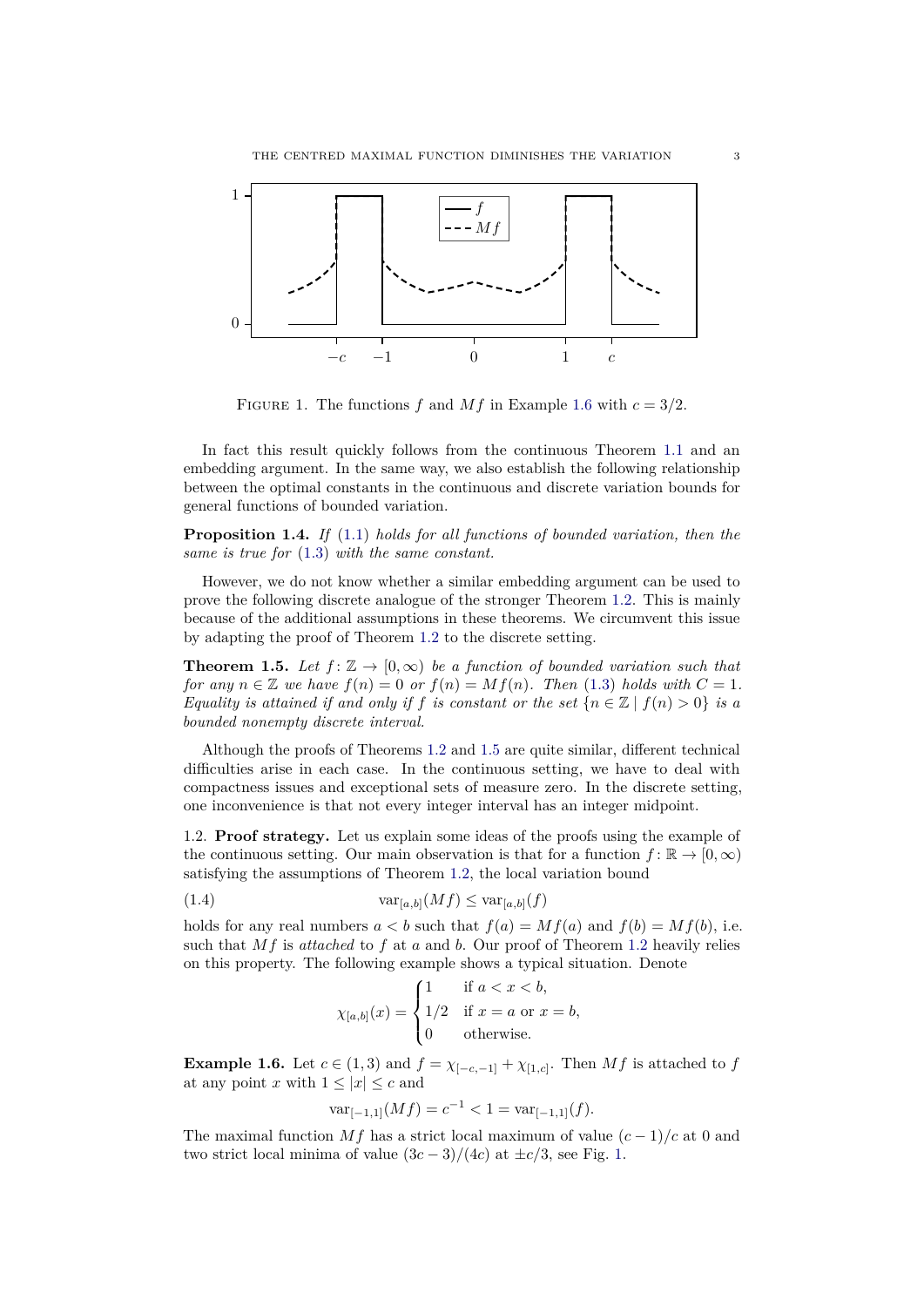FIGURE 1. The functions $f$ and $Mf$ in Example 1.6 with $c = 3/2$.

In fact this result quickly follows from the continuous Theorem 1.1 and an embedding argument. In the same way, we also establish the following relationship between the optimal constants in the continuous and discrete variation bounds for general functions of bounded variation.

**Proposition 1.4.** *If (1.1) holds for all functions of bounded variation, then the same is true for (1.3) with the same constant.*

However, we do not know whether a similar embedding argument can be used to prove the following discrete analogue of the stronger Theorem 1.2. This is mainly because of the additional assumptions in these theorems. We circumvent this issue by adapting the proof of Theorem 1.2 to the discrete setting.

**Theorem 1.5.** *Let $f\colon \mathbb{Z} \to [0,\infty)$ be a function of bounded variation such that for any $n \in \mathbb{Z}$ we have $f(n) = 0$ or $f(n) = Mf(n)$. Then (1.3) holds with $C = 1$. Equality is attained if and only if $f$ is constant or the set $\{n \in \mathbb{Z} \mid f(n) > 0\}$ is a bounded nonempty discrete interval.*

Although the proofs of Theorems 1.2 and 1.5 are quite similar, different technical difficulties arise in each case. In the continuous setting, we have to deal with compactness issues and exceptional sets of measure zero. In the discrete setting, one inconvenience is that not every integer interval has an integer midpoint.

1.2. **Proof strategy.** Let us explain some ideas of the proofs using the example of the continuous setting. Our main observation is that for a function $f\colon \mathbb{R} \to [0,\infty)$ satisfying the assumptions of Theorem 1.2, the local variation bound

$$\operatorname{var}_{[a,b]}(Mf) \leq \operatorname{var}_{[a,b]}(f) \tag{1.4}$$

holds for any real numbers $a < b$ such that $f(a) = Mf(a)$ and $f(b) = Mf(b)$, i.e. such that $Mf$ is *attached* to $f$ at $a$ and $b$. Our proof of Theorem 1.2 heavily relies on this property. The following example shows a typical situation. Denote

$$\chi_{[a,b]}(x) = \begin{cases} 1 & \text{if } a < x < b, \\ 1/2 & \text{if } x = a \text{ or } x = b, \\ 0 & \text{otherwise.} \end{cases}$$

**Example 1.6.** Let $c \in (1,3)$ and $f = \chi_{[-c,-1]} + \chi_{[1,c]}$. Then $Mf$ is attached to $f$ at any point $x$ with $1 \leq |x| \leq c$ and

$$\operatorname{var}_{[-1,1]}(Mf) = c^{-1} < 1 = \operatorname{var}_{[-1,1]}(f).$$

The maximal function $Mf$ has a strict local maximum of value $(c-1)/c$ at 0 and two strict local minima of value $(3c-3)/(4c)$ at $\pm c/3$, see Fig. 1.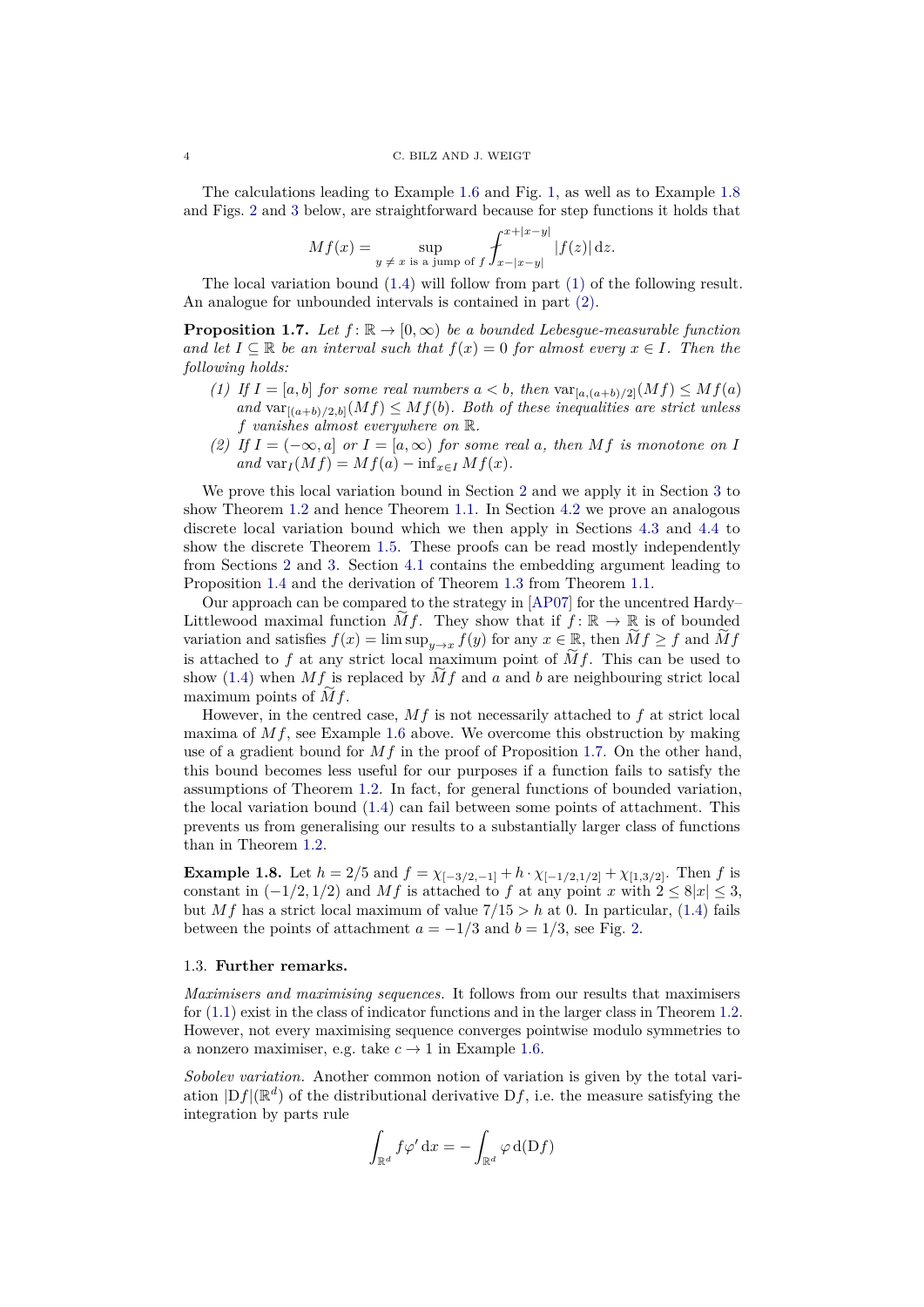The calculations leading to Example 1.6 and Fig. 1, as well as to Example 1.8 and Figs. 2 and 3 below, are straightforward because for step functions it holds that

$$Mf(x) = \sup_{y \neq x \text{ is a jump of } f} \fint_{x-|x-y|}^{x+|x-y|} |f(z)| \, \mathrm{d}z.$$

The local variation bound (1.4) will follow from part (1) of the following result. An analogue for unbounded intervals is contained in part (2).

**Proposition 1.7.** *Let $f\colon \mathbb{R} \to [0, \infty)$ be a bounded Lebesgue-measurable function and let $I \subseteq \mathbb{R}$ be an interval such that $f(x) = 0$ for almost every $x \in I$. Then the following holds:*

1. *If $I = [a, b]$ for some real numbers $a < b$, then $\operatorname{var}_{[a,(a+b)/2]}(Mf) \leq Mf(a)$ and $\operatorname{var}_{[(a+b)/2,b]}(Mf) \leq Mf(b)$. Both of these inequalities are strict unless $f$ vanishes almost everywhere on $\mathbb{R}$.*
2. *If $I = (-\infty, a]$ or $I = [a, \infty)$ for some real $a$, then $Mf$ is monotone on $I$ and $\operatorname{var}_I(Mf) = Mf(a) - \inf_{x \in I} Mf(x)$.*

We prove this local variation bound in Section 2 and we apply it in Section 3 to show Theorem 1.2 and hence Theorem 1.1. In Section 4.2 we prove an analogous discrete local variation bound which we then apply in Sections 4.3 and 4.4 to show the discrete Theorem 1.5. These proofs can be read mostly independently from Sections 2 and 3. Section 4.1 contains the embedding argument leading to Proposition 1.4 and the derivation of Theorem 1.3 from Theorem 1.1.

Our approach can be compared to the strategy in [AP07] for the uncentred Hardy–Littlewood maximal function $\widetilde{M}f$. They show that if $f\colon \mathbb{R} \to \mathbb{R}$ is of bounded variation and satisfies $f(x) = \limsup_{y \to x} f(y)$ for any $x \in \mathbb{R}$, then $\widetilde{M}f \geq f$ and $\widetilde{M}f$ is attached to $f$ at any strict local maximum point of $\widetilde{M}f$. This can be used to show (1.4) when $Mf$ is replaced by $\widetilde{M}f$ and $a$ and $b$ are neighbouring strict local maximum points of $\widetilde{M}f$.

However, in the centred case, $Mf$ is not necessarily attached to $f$ at strict local maxima of $Mf$, see Example 1.6 above. We overcome this obstruction by making use of a gradient bound for $Mf$ in the proof of Proposition 1.7. On the other hand, this bound becomes less useful for our purposes if a function fails to satisfy the assumptions of Theorem 1.2. In fact, for general functions of bounded variation, the local variation bound (1.4) can fail between some points of attachment. This prevents us from generalising our results to a substantially larger class of functions than in Theorem 1.2.

**Example 1.8.** Let $h = 2/5$ and $f = \chi_{[-3/2,-1]} + h \cdot \chi_{[-1/2,1/2]} + \chi_{[1,3/2]}$. Then $f$ is constant in $(-1/2, 1/2)$ and $Mf$ is attached to $f$ at any point $x$ with $2 \leq 8|x| \leq 3$, but $Mf$ has a strict local maximum of value $7/15 > h$ at 0. In particular, (1.4) fails between the points of attachment $a = -1/3$ and $b = 1/3$, see Fig. 2.

### 1.3. Further remarks.

*Maximisers and maximising sequences.* It follows from our results that maximisers for (1.1) exist in the class of indicator functions and in the larger class in Theorem 1.2. However, not every maximising sequence converges pointwise modulo symmetries to a nonzero maximiser, e.g. take $c \to 1$ in Example 1.6.

*Sobolev variation.* Another common notion of variation is given by the total variation $|\mathrm{D}f|(\mathbb{R}^d)$ of the distributional derivative $\mathrm{D}f$, i.e. the measure satisfying the integration by parts rule

$$\int_{\mathbb{R}^d} f\varphi' \, \mathrm{d}x = -\int_{\mathbb{R}^d} \varphi \, \mathrm{d}(\mathrm{D}f)$$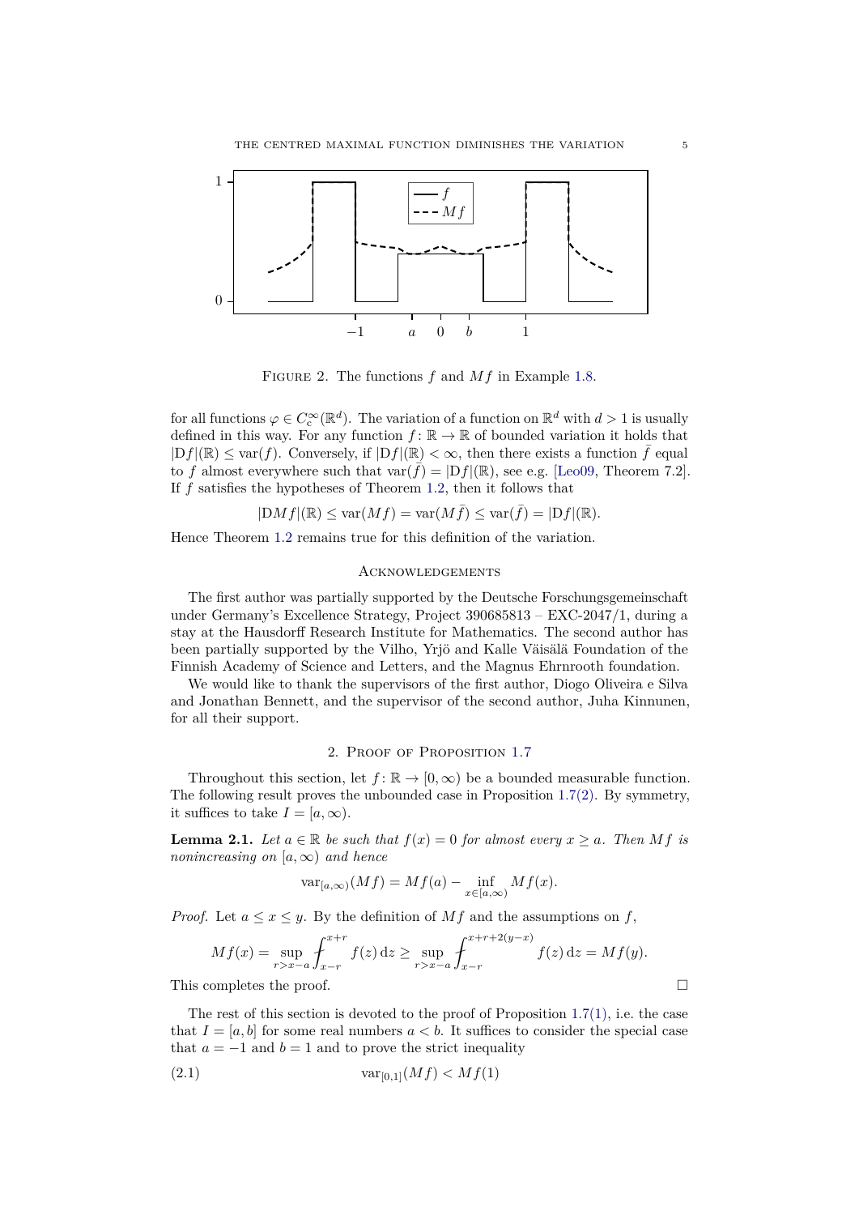Figure 2. The functions $f$ and $Mf$ in Example 1.8.

for all functions $\varphi \in C_c^\infty(\mathbb{R}^d)$. The variation of a function on $\mathbb{R}^d$ with $d > 1$ is usually defined in this way. For any function $f\colon \mathbb{R} \to \mathbb{R}$ of bounded variation it holds that $|\mathrm{D}f|(\mathbb{R}) \leq \mathrm{var}(f)$. Conversely, if $|\mathrm{D}f|(\mathbb{R}) < \infty$, then there exists a function $\bar{f}$ equal to $f$ almost everywhere such that $\mathrm{var}(\bar{f}) = |\mathrm{D}f|(\mathbb{R})$, see e.g. [Leo09, Theorem 7.2]. If $f$ satisfies the hypotheses of Theorem 1.2, then it follows that

$$|\mathrm{D}Mf|(\mathbb{R}) \leq \mathrm{var}(Mf) = \mathrm{var}(M\bar{f}) \leq \mathrm{var}(\bar{f}) = |\mathrm{D}f|(\mathbb{R}).$$

Hence Theorem 1.2 remains true for this definition of the variation.

## Acknowledgements

The first author was partially supported by the Deutsche Forschungsgemeinschaft under Germany's Excellence Strategy, Project 390685813 – EXC-2047/1, during a stay at the Hausdorff Research Institute for Mathematics. The second author has been partially supported by the Vilho, Yrjö and Kalle Väisälä Foundation of the Finnish Academy of Science and Letters, and the Magnus Ehrnrooth foundation.

We would like to thank the supervisors of the first author, Diogo Oliveira e Silva and Jonathan Bennett, and the supervisor of the second author, Juha Kinnunen, for all their support.

## 2. Proof of Proposition 1.7

Throughout this section, let $f\colon \mathbb{R} \to [0, \infty)$ be a bounded measurable function. The following result proves the unbounded case in Proposition 1.7(2). By symmetry, it suffices to take $I = [a, \infty)$.

**Lemma 2.1.** *Let $a \in \mathbb{R}$ be such that $f(x) = 0$ for almost every $x \geq a$. Then $Mf$ is nonincreasing on $[a, \infty)$ and hence*

$$\mathrm{var}_{[a,\infty)}(Mf) = Mf(a) - \inf_{x \in [a,\infty)} Mf(x).$$

*Proof.* Let $a \leq x \leq y$. By the definition of $Mf$ and the assumptions on $f$,

$$Mf(x) = \sup_{r > x-a} \fint_{x-r}^{x+r} f(z)\,\mathrm{d}z \geq \sup_{r > x-a} \fint_{x-r}^{x+r+2(y-x)} f(z)\,\mathrm{d}z = Mf(y).$$

This completes the proof. $\square$

The rest of this section is devoted to the proof of Proposition 1.7(1), i.e. the case that $I = [a, b]$ for some real numbers $a < b$. It suffices to consider the special case that $a = -1$ and $b = 1$ and to prove the strict inequality

$$\mathrm{var}_{[0,1]}(Mf) < Mf(1) \tag{2.1}$$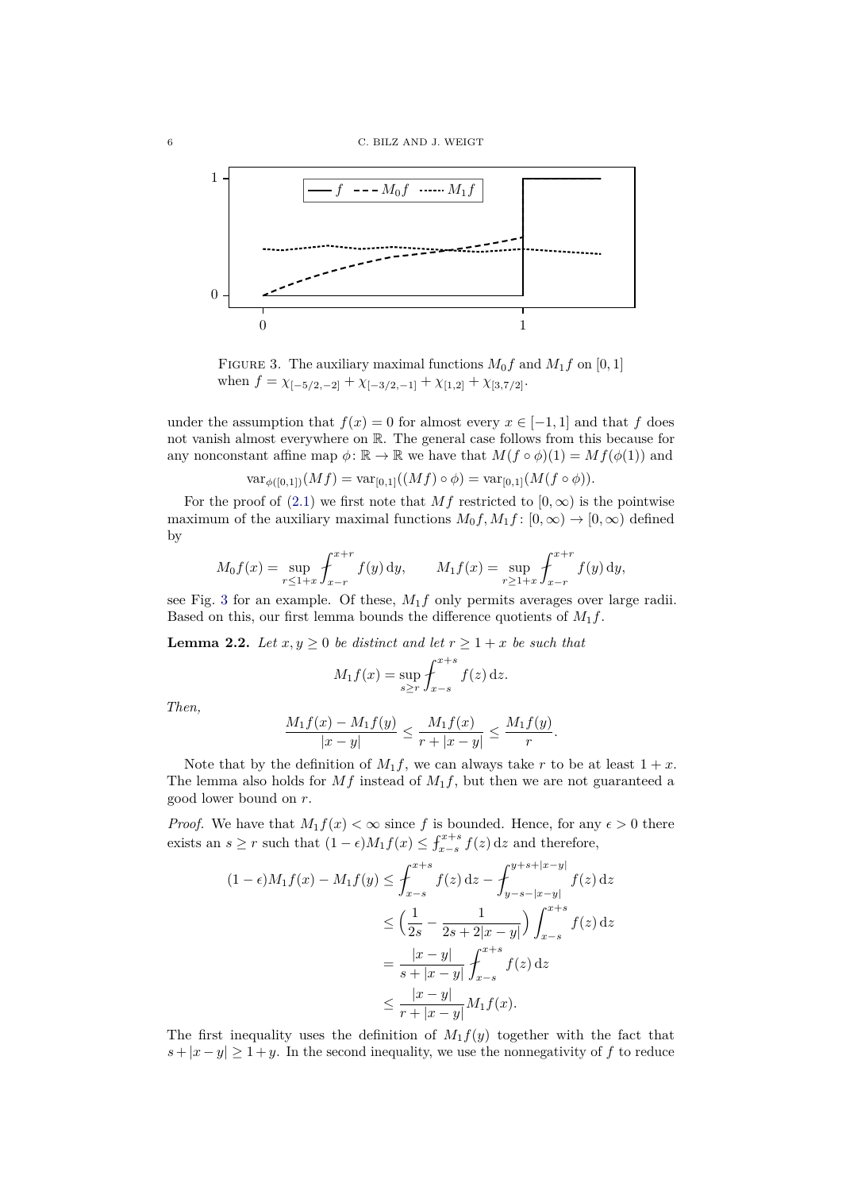FIGURE 3. The auxiliary maximal functions $M_0 f$ and $M_1 f$ on $[0,1]$ when $f = \chi_{[-5/2,-2]} + \chi_{[-3/2,-1]} + \chi_{[1,2]} + \chi_{[3,7/2]}$.

under the assumption that $f(x) = 0$ for almost every $x \in [-1,1]$ and that $f$ does not vanish almost everywhere on $\mathbb{R}$. The general case follows from this because for any nonconstant affine map $\phi\colon \mathbb{R} \to \mathbb{R}$ we have that $M(f \circ \phi)(1) = Mf(\phi(1))$ and

$$\operatorname{var}_{\phi([0,1])}(Mf) = \operatorname{var}_{[0,1]}((Mf) \circ \phi) = \operatorname{var}_{[0,1]}(M(f \circ \phi)).$$

For the proof of (2.1) we first note that $Mf$ restricted to $[0,\infty)$ is the pointwise maximum of the auxiliary maximal functions $M_0 f, M_1 f\colon [0,\infty) \to [0,\infty)$ defined by

$$M_0 f(x) = \sup_{r \le 1+x} \fint_{x-r}^{x+r} f(y)\,\mathrm{d}y, \qquad M_1 f(x) = \sup_{r \ge 1+x} \fint_{x-r}^{x+r} f(y)\,\mathrm{d}y,$$

see Fig. 3 for an example. Of these, $M_1 f$ only permits averages over large radii. Based on this, our first lemma bounds the difference quotients of $M_1 f$.

**Lemma 2.2.** *Let $x, y \ge 0$ be distinct and let $r \ge 1 + x$ be such that*

$$M_1 f(x) = \sup_{s \ge r} \fint_{x-s}^{x+s} f(z)\,\mathrm{d}z.$$

*Then,*

$$\frac{M_1 f(x) - M_1 f(y)}{|x-y|} \le \frac{M_1 f(x)}{r + |x-y|} \le \frac{M_1 f(y)}{r}.$$

Note that by the definition of $M_1 f$, we can always take $r$ to be at least $1 + x$. The lemma also holds for $Mf$ instead of $M_1 f$, but then we are not guaranteed a good lower bound on $r$.

*Proof.* We have that $M_1 f(x) < \infty$ since $f$ is bounded. Hence, for any $\epsilon > 0$ there exists an $s \ge r$ such that $(1-\epsilon) M_1 f(x) \le \fint_{x-s}^{x+s} f(z)\,\mathrm{d}z$ and therefore,

$$\begin{aligned}
(1-\epsilon) M_1 f(x) - M_1 f(y) &\le \fint_{x-s}^{x+s} f(z)\,\mathrm{d}z - \fint_{y-s-|x-y|}^{y+s+|x-y|} f(z)\,\mathrm{d}z \\
&\le \Big( \frac{1}{2s} - \frac{1}{2s + 2|x-y|} \Big) \int_{x-s}^{x+s} f(z)\,\mathrm{d}z \\
&= \frac{|x-y|}{s + |x-y|} \fint_{x-s}^{x+s} f(z)\,\mathrm{d}z \\
&\le \frac{|x-y|}{r + |x-y|} M_1 f(x).
\end{aligned}$$

The first inequality uses the definition of $M_1 f(y)$ together with the fact that $s + |x-y| \ge 1 + y$. In the second inequality, we use the nonnegativity of $f$ to reduce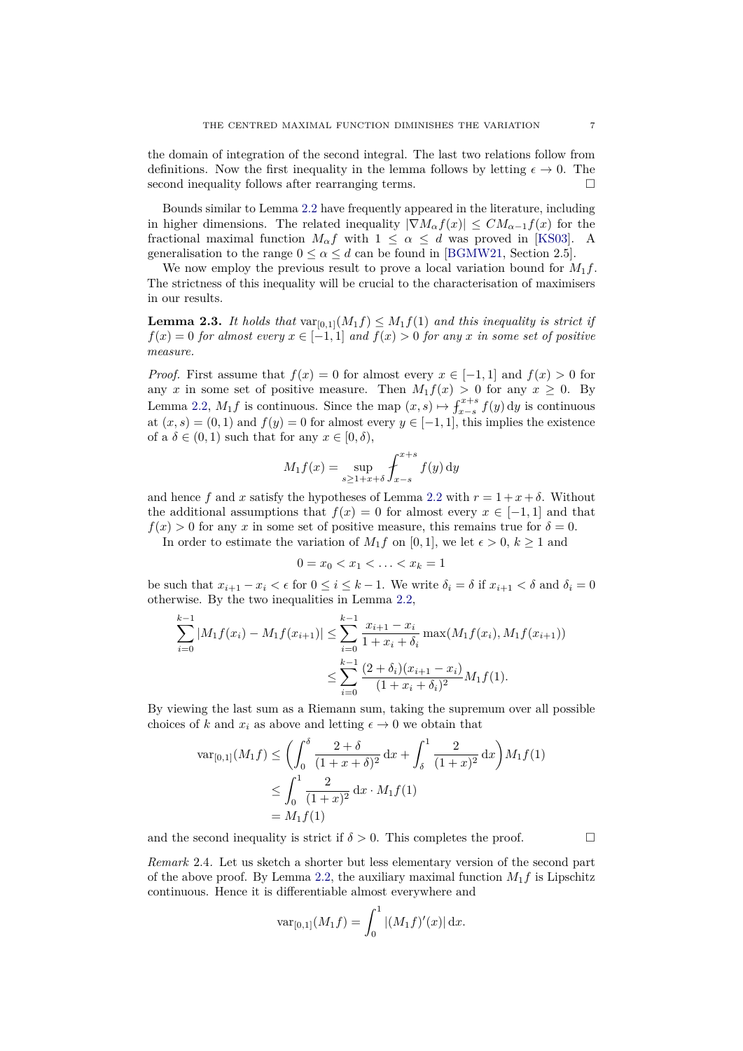the domain of integration of the second integral. The last two relations follow from definitions. Now the first inequality in the lemma follows by letting $\epsilon \to 0$. The second inequality follows after rearranging terms. $\square$

Bounds similar to Lemma 2.2 have frequently appeared in the literature, including in higher dimensions. The related inequality $|\nabla M_\alpha f(x)| \le C M_{\alpha-1} f(x)$ for the fractional maximal function $M_\alpha f$ with $1 \le \alpha \le d$ was proved in [KS03]. A generalisation to the range $0 \le \alpha \le d$ can be found in [BGMW21, Section 2.5].

We now employ the previous result to prove a local variation bound for $M_1 f$. The strictness of this inequality will be crucial to the characterisation of maximisers in our results.

**Lemma 2.3.** *It holds that* $\operatorname{var}_{[0,1]}(M_1 f) \le M_1 f(1)$ *and this inequality is strict if* $f(x) = 0$ *for almost every* $x \in [-1,1]$ *and* $f(x) > 0$ *for any* $x$ *in some set of positive measure.*

*Proof.* First assume that $f(x) = 0$ for almost every $x \in [-1,1]$ and $f(x) > 0$ for any $x$ in some set of positive measure. Then $M_1 f(x) > 0$ for any $x \ge 0$. By Lemma 2.2, $M_1 f$ is continuous. Since the map $(x,s) \mapsto \fint_{x-s}^{x+s} f(y)\,\mathrm{d}y$ is continuous at $(x,s) = (0,1)$ and $f(y) = 0$ for almost every $y \in [-1,1]$, this implies the existence of a $\delta \in (0,1)$ such that for any $x \in [0,\delta)$,

$$M_1 f(x) = \sup_{s \ge 1+x+\delta} \fint_{x-s}^{x+s} f(y)\,\mathrm{d}y$$

and hence $f$ and $x$ satisfy the hypotheses of Lemma 2.2 with $r = 1+x+\delta$. Without the additional assumptions that $f(x) = 0$ for almost every $x \in [-1,1]$ and that $f(x) > 0$ for any $x$ in some set of positive measure, this remains true for $\delta = 0$.

In order to estimate the variation of $M_1 f$ on $[0,1]$, we let $\epsilon > 0$, $k \ge 1$ and

$$0 = x_0 < x_1 < \ldots < x_k = 1$$

be such that $x_{i+1} - x_i < \epsilon$ for $0 \le i \le k-1$. We write $\delta_i = \delta$ if $x_{i+1} < \delta$ and $\delta_i = 0$ otherwise. By the two inequalities in Lemma 2.2,

$$\begin{aligned}
\sum_{i=0}^{k-1} |M_1 f(x_i) - M_1 f(x_{i+1})| &\le \sum_{i=0}^{k-1} \frac{x_{i+1} - x_i}{1 + x_i + \delta_i} \max(M_1 f(x_i), M_1 f(x_{i+1})) \\
&\le \sum_{i=0}^{k-1} \frac{(2+\delta_i)(x_{i+1} - x_i)}{(1 + x_i + \delta_i)^2} M_1 f(1).
\end{aligned}$$

By viewing the last sum as a Riemann sum, taking the supremum over all possible choices of $k$ and $x_i$ as above and letting $\epsilon \to 0$ we obtain that

$$\begin{aligned}
\operatorname{var}_{[0,1]}(M_1 f) &\le \left( \int_0^\delta \frac{2+\delta}{(1+x+\delta)^2}\,\mathrm{d}x + \int_\delta^1 \frac{2}{(1+x)^2}\,\mathrm{d}x \right) M_1 f(1) \\
&\le \int_0^1 \frac{2}{(1+x)^2}\,\mathrm{d}x \cdot M_1 f(1) \\
&= M_1 f(1)
\end{aligned}$$

and the second inequality is strict if $\delta > 0$. This completes the proof. $\square$

*Remark* 2.4. Let us sketch a shorter but less elementary version of the second part of the above proof. By Lemma 2.2, the auxiliary maximal function $M_1 f$ is Lipschitz continuous. Hence it is differentiable almost everywhere and

$$\operatorname{var}_{[0,1]}(M_1 f) = \int_0^1 |(M_1 f)'(x)|\,\mathrm{d}x.$$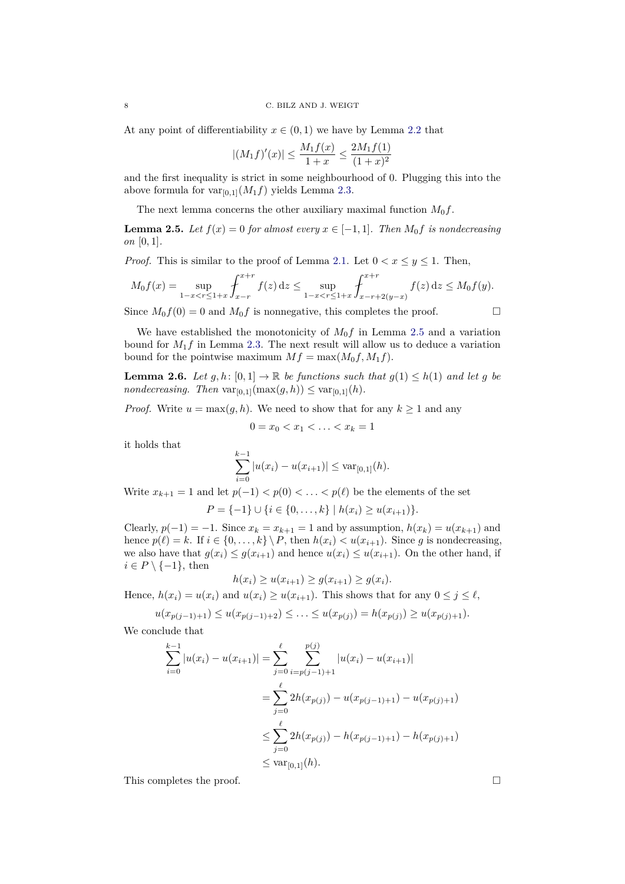At any point of differentiability $x \in (0,1)$ we have by Lemma 2.2 that

$$|(M_1 f)'(x)| \le \frac{M_1 f(x)}{1+x} \le \frac{2M_1 f(1)}{(1+x)^2}$$

and the first inequality is strict in some neighbourhood of 0. Plugging this into the above formula for $\operatorname{var}_{[0,1]}(M_1 f)$ yields Lemma 2.3.

The next lemma concerns the other auxiliary maximal function $M_0 f$.

**Lemma 2.5.** *Let $f(x) = 0$ for almost every $x \in [-1,1]$. Then $M_0 f$ is nondecreasing on $[0,1]$.*

*Proof.* This is similar to the proof of Lemma 2.1. Let $0 < x \le y \le 1$. Then,

$$M_0 f(x) = \sup_{1-x<r\le 1+x} \fint_{x-r}^{x+r} f(z)\,\mathrm{d}z \le \sup_{1-x<r\le 1+x} \fint_{x-r+2(y-x)}^{x+r} f(z)\,\mathrm{d}z \le M_0 f(y).$$

Since $M_0 f(0) = 0$ and $M_0 f$ is nonnegative, this completes the proof. $\square$

We have established the monotonicity of $M_0 f$ in Lemma 2.5 and a variation bound for $M_1 f$ in Lemma 2.3. The next result will allow us to deduce a variation bound for the pointwise maximum $Mf = \max(M_0 f, M_1 f)$.

**Lemma 2.6.** *Let $g, h\colon [0,1] \to \mathbb{R}$ be functions such that $g(1) \le h(1)$ and let $g$ be nondecreasing. Then $\operatorname{var}_{[0,1]}(\max(g,h)) \le \operatorname{var}_{[0,1]}(h)$.*

*Proof.* Write $u = \max(g,h)$. We need to show that for any $k \ge 1$ and any

$$0 = x_0 < x_1 < \ldots < x_k = 1$$

it holds that

$$\sum_{i=0}^{k-1} |u(x_i) - u(x_{i+1})| \le \operatorname{var}_{[0,1]}(h).$$

Write $x_{k+1} = 1$ and let $p(-1) < p(0) < \ldots < p(\ell)$ be the elements of the set

$$P = \{-1\} \cup \{i \in \{0,\ldots,k\} \mid h(x_i) \ge u(x_{i+1})\}.$$

Clearly, $p(-1) = -1$. Since $x_k = x_{k+1} = 1$ and by assumption, $h(x_k) = u(x_{k+1})$ and hence $p(\ell) = k$. If $i \in \{0,\ldots,k\} \setminus P$, then $h(x_i) < u(x_{i+1})$. Since $g$ is nondecreasing, we also have that $g(x_i) \le g(x_{i+1})$ and hence $u(x_i) \le u(x_{i+1})$. On the other hand, if $i \in P \setminus \{-1\}$, then

$$h(x_i) \ge u(x_{i+1}) \ge g(x_{i+1}) \ge g(x_i).$$

Hence, $h(x_i) = u(x_i)$ and $u(x_i) \ge u(x_{i+1})$. This shows that for any $0 \le j \le \ell$,

$$u(x_{p(j-1)+1}) \le u(x_{p(j-1)+2}) \le \ldots \le u(x_{p(j)}) = h(x_{p(j)}) \ge u(x_{p(j)+1}).$$

We conclude that

$$\begin{aligned}
\sum_{i=0}^{k-1} |u(x_i) - u(x_{i+1})| &= \sum_{j=0}^{\ell} \sum_{i=p(j-1)+1}^{p(j)} |u(x_i) - u(x_{i+1})| \\
&= \sum_{j=0}^{\ell} 2h(x_{p(j)}) - u(x_{p(j-1)+1}) - u(x_{p(j)+1}) \\
&\le \sum_{j=0}^{\ell} 2h(x_{p(j)}) - h(x_{p(j-1)+1}) - h(x_{p(j)+1}) \\
&\le \operatorname{var}_{[0,1]}(h).
\end{aligned}$$

This completes the proof. $\square$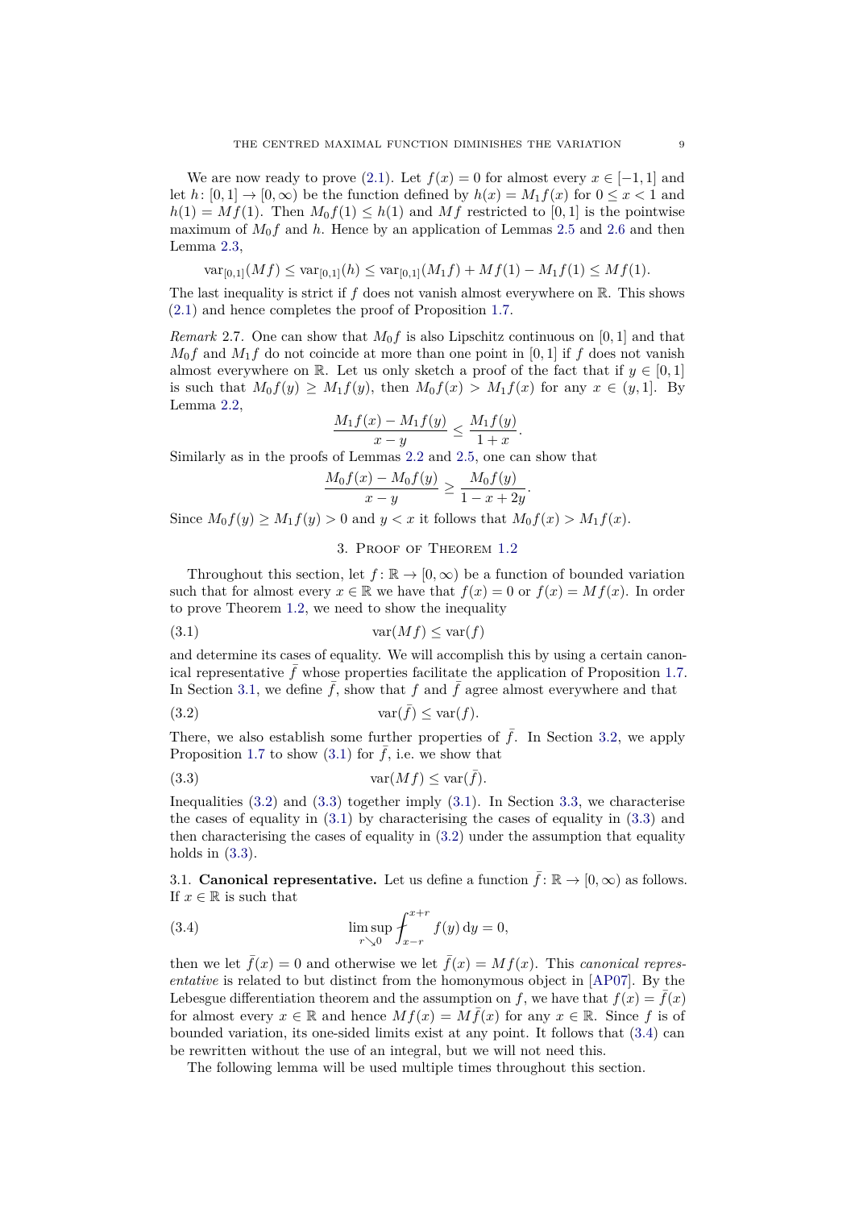We are now ready to prove (2.1). Let $f(x) = 0$ for almost every $x \in [-1, 1]$ and let $h\colon [0,1] \to [0,\infty)$ be the function defined by $h(x) = M_1 f(x)$ for $0 \le x < 1$ and $h(1) = Mf(1)$. Then $M_0 f(1) \le h(1)$ and $Mf$ restricted to $[0,1]$ is the pointwise maximum of $M_0 f$ and $h$. Hence by an application of Lemmas 2.5 and 2.6 and then Lemma 2.3,

$$\operatorname{var}_{[0,1]}(Mf) \le \operatorname{var}_{[0,1]}(h) \le \operatorname{var}_{[0,1]}(M_1 f) + Mf(1) - M_1 f(1) \le Mf(1).$$

The last inequality is strict if $f$ does not vanish almost everywhere on $\mathbb{R}$. This shows (2.1) and hence completes the proof of Proposition 1.7.

*Remark* 2.7. One can show that $M_0 f$ is also Lipschitz continuous on $[0,1]$ and that $M_0 f$ and $M_1 f$ do not coincide at more than one point in $[0,1]$ if $f$ does not vanish almost everywhere on $\mathbb{R}$. Let us only sketch a proof of the fact that if $y \in [0,1]$ is such that $M_0 f(y) \ge M_1 f(y)$, then $M_0 f(x) > M_1 f(x)$ for any $x \in (y, 1]$. By Lemma 2.2,

$$\frac{M_1 f(x) - M_1 f(y)}{x - y} \le \frac{M_1 f(y)}{1 + x}.$$

Similarly as in the proofs of Lemmas 2.2 and 2.5, one can show that

$$\frac{M_0 f(x) - M_0 f(y)}{x - y} \ge \frac{M_0 f(y)}{1 - x + 2y}.$$

Since $M_0 f(y) \ge M_1 f(y) > 0$ and $y < x$ it follows that $M_0 f(x) > M_1 f(x)$.

## 3. Proof of Theorem 1.2

Throughout this section, let $f\colon \mathbb{R} \to [0,\infty)$ be a function of bounded variation such that for almost every $x \in \mathbb{R}$ we have that $f(x) = 0$ or $f(x) = Mf(x)$. In order to prove Theorem 1.2, we need to show the inequality

$$\operatorname{var}(Mf) \le \operatorname{var}(f) \tag{3.1}$$

and determine its cases of equality. We will accomplish this by using a certain canonical representative $\bar{f}$ whose properties facilitate the application of Proposition 1.7. In Section 3.1, we define $\bar{f}$, show that $f$ and $\bar{f}$ agree almost everywhere and that

$$\operatorname{var}(\bar{f}) \le \operatorname{var}(f). \tag{3.2}$$

There, we also establish some further properties of $\bar{f}$. In Section 3.2, we apply Proposition 1.7 to show (3.1) for $\bar{f}$, i.e. we show that

$$\operatorname{var}(Mf) \le \operatorname{var}(\bar{f}). \tag{3.3}$$

Inequalities (3.2) and (3.3) together imply (3.1). In Section 3.3, we characterise the cases of equality in (3.1) by characterising the cases of equality in (3.3) and then characterising the cases of equality in (3.2) under the assumption that equality holds in (3.3).

### 3.1. **Canonical representative.**

Let us define a function $\bar{f}\colon \mathbb{R} \to [0,\infty)$ as follows. If $x \in \mathbb{R}$ is such that

$$\limsup_{r \searrow 0} \fint_{x-r}^{x+r} f(y)\,\mathrm{d}y = 0, \tag{3.4}$$

then we let $\bar{f}(x) = 0$ and otherwise we let $\bar{f}(x) = Mf(x)$. This *canonical representative* is related to but distinct from the homonymous object in [AP07]. By the Lebesgue differentiation theorem and the assumption on $f$, we have that $f(x) = \bar{f}(x)$ for almost every $x \in \mathbb{R}$ and hence $Mf(x) = M\bar{f}(x)$ for any $x \in \mathbb{R}$. Since $f$ is of bounded variation, its one-sided limits exist at any point. It follows that (3.4) can be rewritten without the use of an integral, but we will not need this.

The following lemma will be used multiple times throughout this section.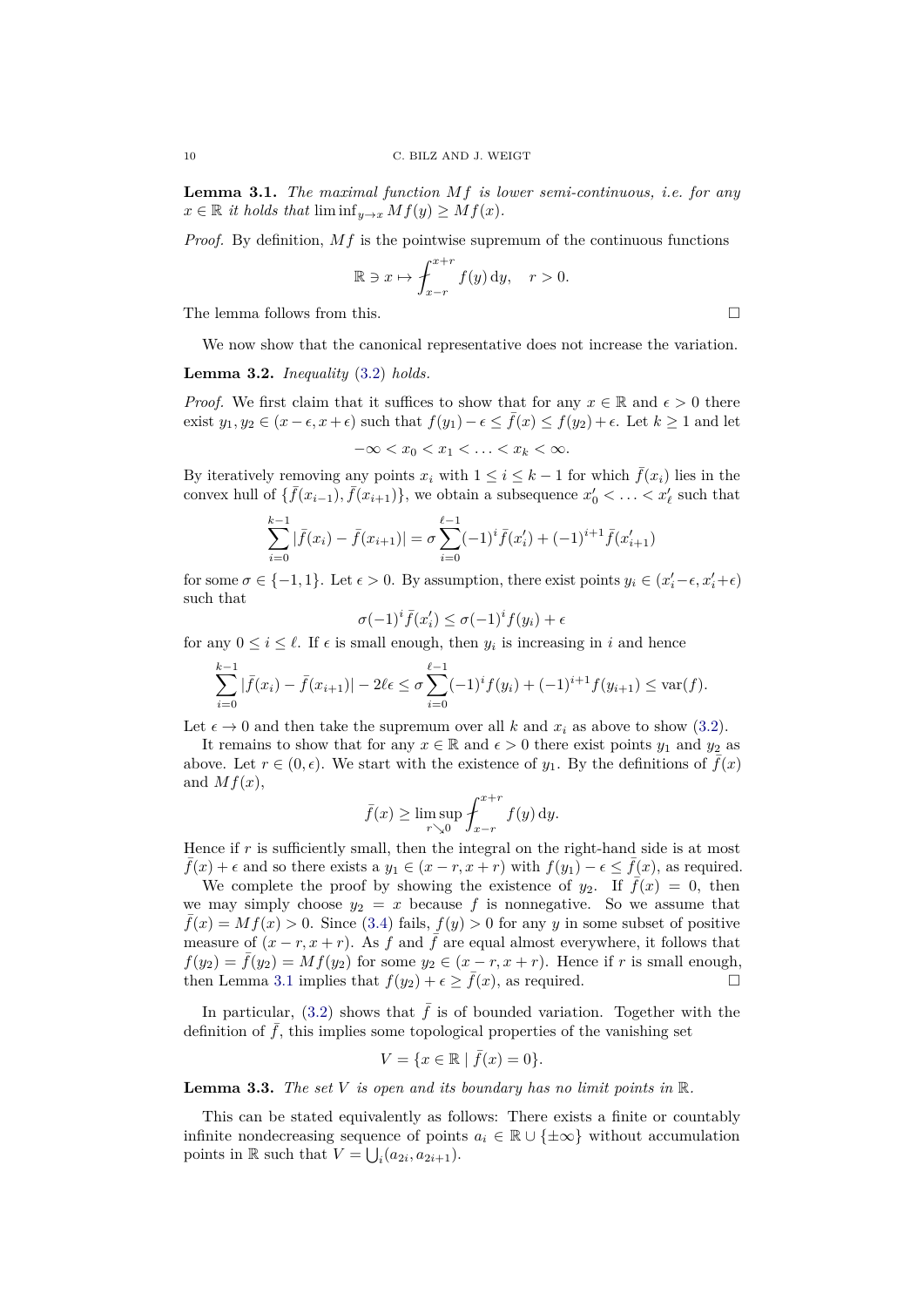**Lemma 3.1.** *The maximal function $Mf$ is lower semi-continuous, i.e. for any $x \in \mathbb{R}$ it holds that $\liminf_{y\to x} Mf(y) \geq Mf(x)$.*

*Proof.* By definition, $Mf$ is the pointwise supremum of the continuous functions

$$\mathbb{R} \ni x \mapsto \fint_{x-r}^{x+r} f(y)\,\mathrm{d}y, \quad r > 0.$$

The lemma follows from this. $\square$

We now show that the canonical representative does not increase the variation.

**Lemma 3.2.** *Inequality (3.2) holds.*

*Proof.* We first claim that it suffices to show that for any $x \in \mathbb{R}$ and $\epsilon > 0$ there exist $y_1, y_2 \in (x-\epsilon, x+\epsilon)$ such that $f(y_1) - \epsilon \leq \bar{f}(x) \leq f(y_2) + \epsilon$. Let $k \geq 1$ and let

$$-\infty < x_0 < x_1 < \ldots < x_k < \infty.$$

By iteratively removing any points $x_i$ with $1 \leq i \leq k-1$ for which $\bar{f}(x_i)$ lies in the convex hull of $\{\bar{f}(x_{i-1}), \bar{f}(x_{i+1})\}$, we obtain a subsequence $x_0' < \ldots < x_\ell'$ such that

$$\sum_{i=0}^{k-1} |\bar{f}(x_i) - \bar{f}(x_{i+1})| = \sigma \sum_{i=0}^{\ell-1} (-1)^i \bar{f}(x_i') + (-1)^{i+1} \bar{f}(x_{i+1}')$$

for some $\sigma \in \{-1, 1\}$. Let $\epsilon > 0$. By assumption, there exist points $y_i \in (x_i' - \epsilon, x_i' + \epsilon)$ such that

$$\sigma(-1)^i \bar{f}(x_i') \leq \sigma(-1)^i f(y_i) + \epsilon$$

for any $0 \leq i \leq \ell$. If $\epsilon$ is small enough, then $y_i$ is increasing in $i$ and hence

$$\sum_{i=0}^{k-1} |\bar{f}(x_i) - \bar{f}(x_{i+1})| - 2\ell\epsilon \leq \sigma \sum_{i=0}^{\ell-1} (-1)^i f(y_i) + (-1)^{i+1} f(y_{i+1}) \leq \operatorname{var}(f).$$

Let $\epsilon \to 0$ and then take the supremum over all $k$ and $x_i$ as above to show (3.2).

It remains to show that for any $x \in \mathbb{R}$ and $\epsilon > 0$ there exist points $y_1$ and $y_2$ as above. Let $r \in (0, \epsilon)$. We start with the existence of $y_1$. By the definitions of $\bar{f}(x)$ and $Mf(x)$,

$$\bar{f}(x) \geq \limsup_{r \searrow 0} \fint_{x-r}^{x+r} f(y)\,\mathrm{d}y.$$

Hence if $r$ is sufficiently small, then the integral on the right-hand side is at most $\bar{f}(x) + \epsilon$ and so there exists a $y_1 \in (x-r, x+r)$ with $f(y_1) - \epsilon \leq \bar{f}(x)$, as required.

We complete the proof by showing the existence of $y_2$. If $\bar{f}(x) = 0$, then we may simply choose $y_2 = x$ because $f$ is nonnegative. So we assume that $\bar{f}(x) = Mf(x) > 0$. Since (3.4) fails, $f(y) > 0$ for any $y$ in some subset of positive measure of $(x-r, x+r)$. As $f$ and $\bar{f}$ are equal almost everywhere, it follows that $f(y_2) = \bar{f}(y_2) = Mf(y_2)$ for some $y_2 \in (x-r, x+r)$. Hence if $r$ is small enough, then Lemma 3.1 implies that $f(y_2) + \epsilon \geq \bar{f}(x)$, as required. $\square$

In particular, (3.2) shows that $\bar{f}$ is of bounded variation. Together with the definition of $\bar{f}$, this implies some topological properties of the vanishing set

$$V = \{x \in \mathbb{R} \mid \bar{f}(x) = 0\}.$$

**Lemma 3.3.** *The set $V$ is open and its boundary has no limit points in $\mathbb{R}$.*

This can be stated equivalently as follows: There exists a finite or countably infinite nondecreasing sequence of points $a_i \in \mathbb{R} \cup \{\pm\infty\}$ without accumulation points in $\mathbb{R}$ such that $V = \bigcup_i (a_{2i}, a_{2i+1})$.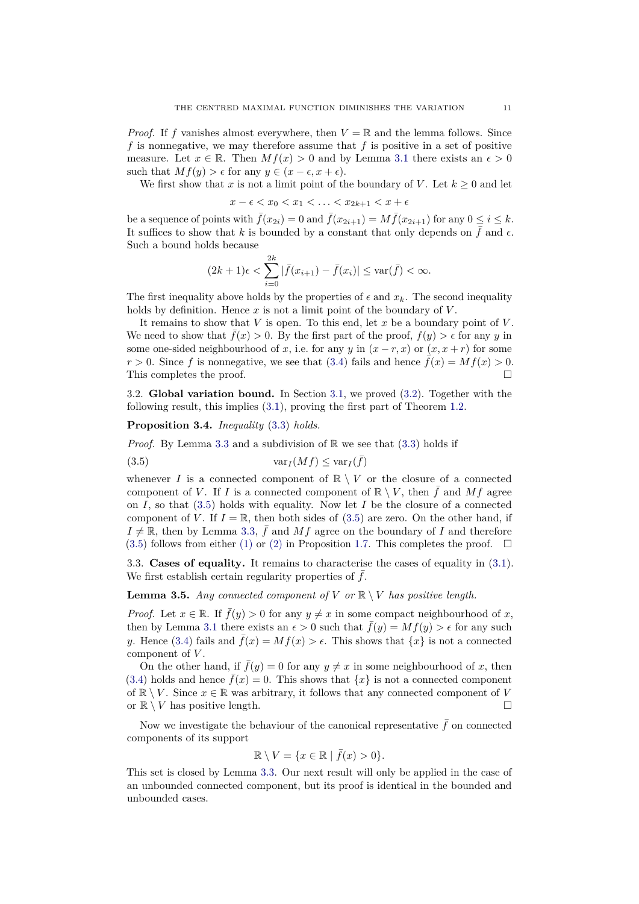*Proof.* If $f$ vanishes almost everywhere, then $V = \mathbb{R}$ and the lemma follows. Since $f$ is nonnegative, we may therefore assume that $f$ is positive in a set of positive measure. Let $x \in \mathbb{R}$. Then $Mf(x) > 0$ and by Lemma 3.1 there exists an $\epsilon > 0$ such that $Mf(y) > \epsilon$ for any $y \in (x - \epsilon, x + \epsilon)$.

We first show that $x$ is not a limit point of the boundary of $V$. Let $k \geq 0$ and let

$$x - \epsilon < x_0 < x_1 < \ldots < x_{2k+1} < x + \epsilon$$

be a sequence of points with $\bar{f}(x_{2i}) = 0$ and $\bar{f}(x_{2i+1}) = M\bar{f}(x_{2i+1})$ for any $0 \leq i \leq k$. It suffices to show that $k$ is bounded by a constant that only depends on $\bar{f}$ and $\epsilon$. Such a bound holds because

$$(2k+1)\epsilon < \sum_{i=0}^{2k} |\bar{f}(x_{i+1}) - \bar{f}(x_i)| \leq \mathrm{var}(\bar{f}) < \infty.$$

The first inequality above holds by the properties of $\epsilon$ and $x_k$. The second inequality holds by definition. Hence $x$ is not a limit point of the boundary of $V$.

It remains to show that $V$ is open. To this end, let $x$ be a boundary point of $V$. We need to show that $\bar{f}(x) > 0$. By the first part of the proof, $f(y) > \epsilon$ for any $y$ in some one-sided neighbourhood of $x$, i.e. for any $y$ in $(x - r, x)$ or $(x, x + r)$ for some $r > 0$. Since $f$ is nonnegative, we see that (3.4) fails and hence $\bar{f}(x) = Mf(x) > 0$. This completes the proof. $\square$

3.2. **Global variation bound.** In Section 3.1, we proved (3.2). Together with the following result, this implies (3.1), proving the first part of Theorem 1.2.

**Proposition 3.4.** *Inequality* (3.3) *holds.*

*Proof.* By Lemma 3.3 and a subdivision of $\mathbb{R}$ we see that (3.3) holds if

$$\mathrm{var}_I(Mf) \leq \mathrm{var}_I(\bar{f}) \tag{3.5}$$

whenever $I$ is a connected component of $\mathbb{R} \setminus V$ or the closure of a connected component of $V$. If $I$ is a connected component of $\mathbb{R} \setminus V$, then $\bar{f}$ and $Mf$ agree on $I$, so that (3.5) holds with equality. Now let $I$ be the closure of a connected component of $V$. If $I = \mathbb{R}$, then both sides of (3.5) are zero. On the other hand, if $I \neq \mathbb{R}$, then by Lemma 3.3, $\bar{f}$ and $Mf$ agree on the boundary of $I$ and therefore (3.5) follows from either (1) or (2) in Proposition 1.7. This completes the proof. $\square$

3.3. **Cases of equality.** It remains to characterise the cases of equality in (3.1). We first establish certain regularity properties of $\bar{f}$.

**Lemma 3.5.** *Any connected component of $V$ or $\mathbb{R} \setminus V$ has positive length.*

*Proof.* Let $x \in \mathbb{R}$. If $\bar{f}(y) > 0$ for any $y \neq x$ in some compact neighbourhood of $x$, then by Lemma 3.1 there exists an $\epsilon > 0$ such that $\bar{f}(y) = Mf(y) > \epsilon$ for any such $y$. Hence (3.4) fails and $\bar{f}(x) = Mf(x) > \epsilon$. This shows that $\{x\}$ is not a connected component of $V$.

On the other hand, if $\bar{f}(y) = 0$ for any $y \neq x$ in some neighbourhood of $x$, then (3.4) holds and hence $\bar{f}(x) = 0$. This shows that $\{x\}$ is not a connected component of $\mathbb{R} \setminus V$. Since $x \in \mathbb{R}$ was arbitrary, it follows that any connected component of $V$ or $\mathbb{R} \setminus V$ has positive length. $\square$

Now we investigate the behaviour of the canonical representative $\bar{f}$ on connected components of its support

$$\mathbb{R} \setminus V = \{x \in \mathbb{R} \mid \bar{f}(x) > 0\}.$$

This set is closed by Lemma 3.3. Our next result will only be applied in the case of an unbounded connected component, but its proof is identical in the bounded and unbounded cases.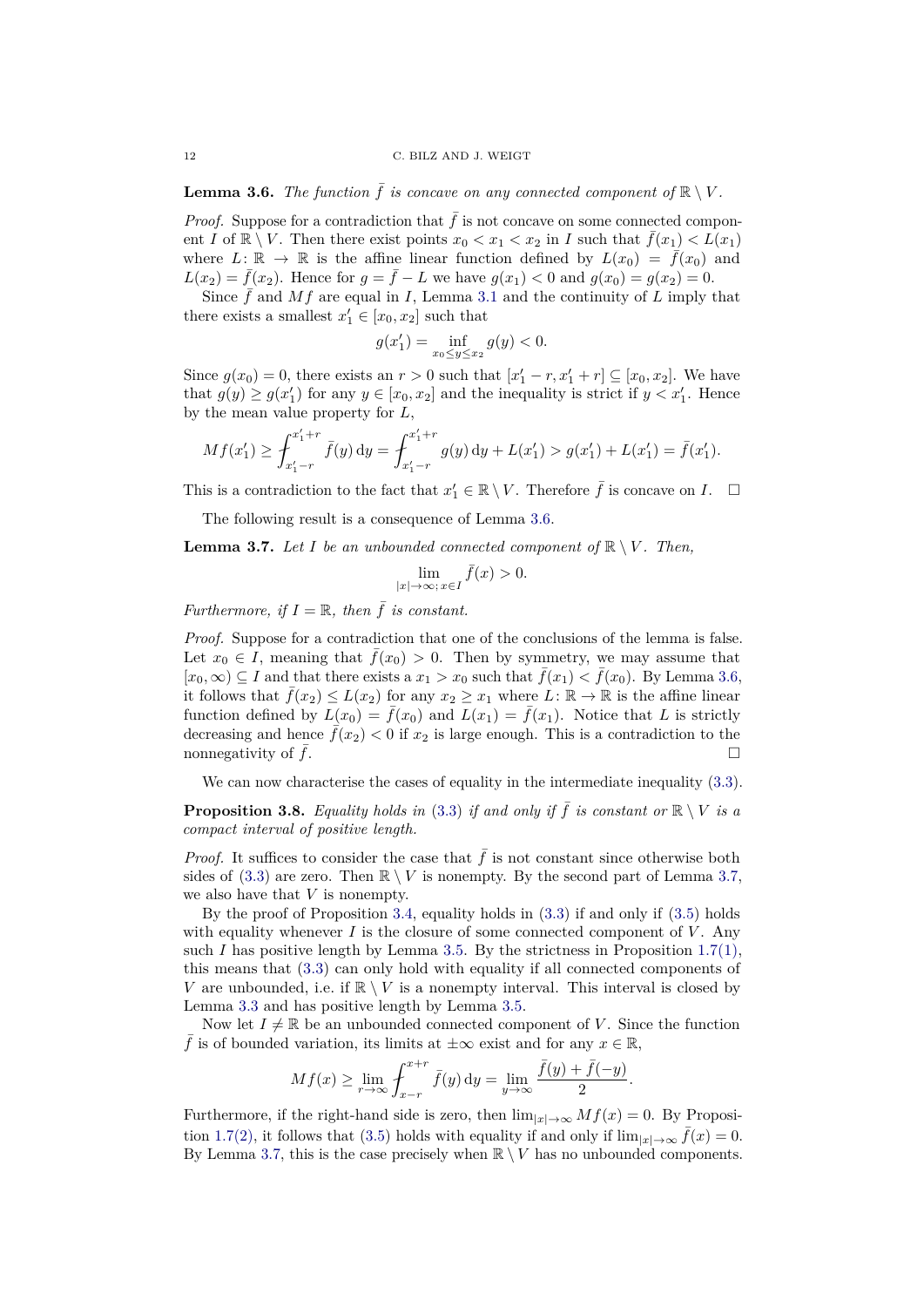**Lemma 3.6.** *The function $\bar{f}$ is concave on any connected component of $\mathbb{R} \setminus V$.*

*Proof.* Suppose for a contradiction that $\bar{f}$ is not concave on some connected component $I$ of $\mathbb{R} \setminus V$. Then there exist points $x_0 < x_1 < x_2$ in $I$ such that $\bar{f}(x_1) < L(x_1)$ where $L\colon \mathbb{R} \to \mathbb{R}$ is the affine linear function defined by $L(x_0) = \bar{f}(x_0)$ and $L(x_2) = \bar{f}(x_2)$. Hence for $g = \bar{f} - L$ we have $g(x_1) < 0$ and $g(x_0) = g(x_2) = 0$.

Since $\bar{f}$ and $Mf$ are equal in $I$, Lemma 3.1 and the continuity of $L$ imply that there exists a smallest $x_1' \in [x_0, x_2]$ such that

$$g(x_1') = \inf_{x_0 \le y \le x_2} g(y) < 0.$$

Since $g(x_0) = 0$, there exists an $r > 0$ such that $[x_1' - r, x_1' + r] \subseteq [x_0, x_2]$. We have that $g(y) \ge g(x_1')$ for any $y \in [x_0, x_2]$ and the inequality is strict if $y < x_1'$. Hence by the mean value property for $L$,

$$Mf(x_1') \ge \fint_{x_1'-r}^{x_1'+r} \bar{f}(y)\,\mathrm{d}y = \fint_{x_1'-r}^{x_1'+r} g(y)\,\mathrm{d}y + L(x_1') > g(x_1') + L(x_1') = \bar{f}(x_1').$$

This is a contradiction to the fact that $x_1' \in \mathbb{R} \setminus V$. Therefore $\bar{f}$ is concave on $I$. $\square$

The following result is a consequence of Lemma 3.6.

**Lemma 3.7.** *Let $I$ be an unbounded connected component of $\mathbb{R} \setminus V$. Then,*

$$\lim_{|x| \to \infty;\, x \in I} \bar{f}(x) > 0.$$

*Furthermore, if $I = \mathbb{R}$, then $\bar{f}$ is constant.*

*Proof.* Suppose for a contradiction that one of the conclusions of the lemma is false. Let $x_0 \in I$, meaning that $\bar{f}(x_0) > 0$. Then by symmetry, we may assume that $[x_0, \infty) \subseteq I$ and that there exists a $x_1 > x_0$ such that $\bar{f}(x_1) < \bar{f}(x_0)$. By Lemma 3.6, it follows that $\bar{f}(x_2) \le L(x_2)$ for any $x_2 \ge x_1$ where $L\colon \mathbb{R} \to \mathbb{R}$ is the affine linear function defined by $L(x_0) = \bar{f}(x_0)$ and $L(x_1) = \bar{f}(x_1)$. Notice that $L$ is strictly decreasing and hence $\bar{f}(x_2) < 0$ if $x_2$ is large enough. This is a contradiction to the nonnegativity of $\bar{f}$. $\square$

We can now characterise the cases of equality in the intermediate inequality (3.3).

**Proposition 3.8.** *Equality holds in (3.3) if and only if $\bar{f}$ is constant or $\mathbb{R} \setminus V$ is a compact interval of positive length.*

*Proof.* It suffices to consider the case that $\bar{f}$ is not constant since otherwise both sides of (3.3) are zero. Then $\mathbb{R} \setminus V$ is nonempty. By the second part of Lemma 3.7, we also have that $V$ is nonempty.

By the proof of Proposition 3.4, equality holds in (3.3) if and only if (3.5) holds with equality whenever $I$ is the closure of some connected component of $V$. Any such $I$ has positive length by Lemma 3.5. By the strictness in Proposition 1.7(1), this means that (3.3) can only hold with equality if all connected components of $V$ are unbounded, i.e. if $\mathbb{R} \setminus V$ is a nonempty interval. This interval is closed by Lemma 3.3 and has positive length by Lemma 3.5.

Now let $I \ne \mathbb{R}$ be an unbounded connected component of $V$. Since the function $\bar{f}$ is of bounded variation, its limits at $\pm\infty$ exist and for any $x \in \mathbb{R}$,

$$Mf(x) \ge \lim_{r \to \infty} \fint_{x-r}^{x+r} \bar{f}(y)\,\mathrm{d}y = \lim_{y \to \infty} \frac{\bar{f}(y) + \bar{f}(-y)}{2}.$$

Furthermore, if the right-hand side is zero, then $\lim_{|x| \to \infty} Mf(x) = 0$. By Proposition 1.7(2), it follows that (3.5) holds with equality if and only if $\lim_{|x| \to \infty} \bar{f}(x) = 0$. By Lemma 3.7, this is the case precisely when $\mathbb{R} \setminus V$ has no unbounded components.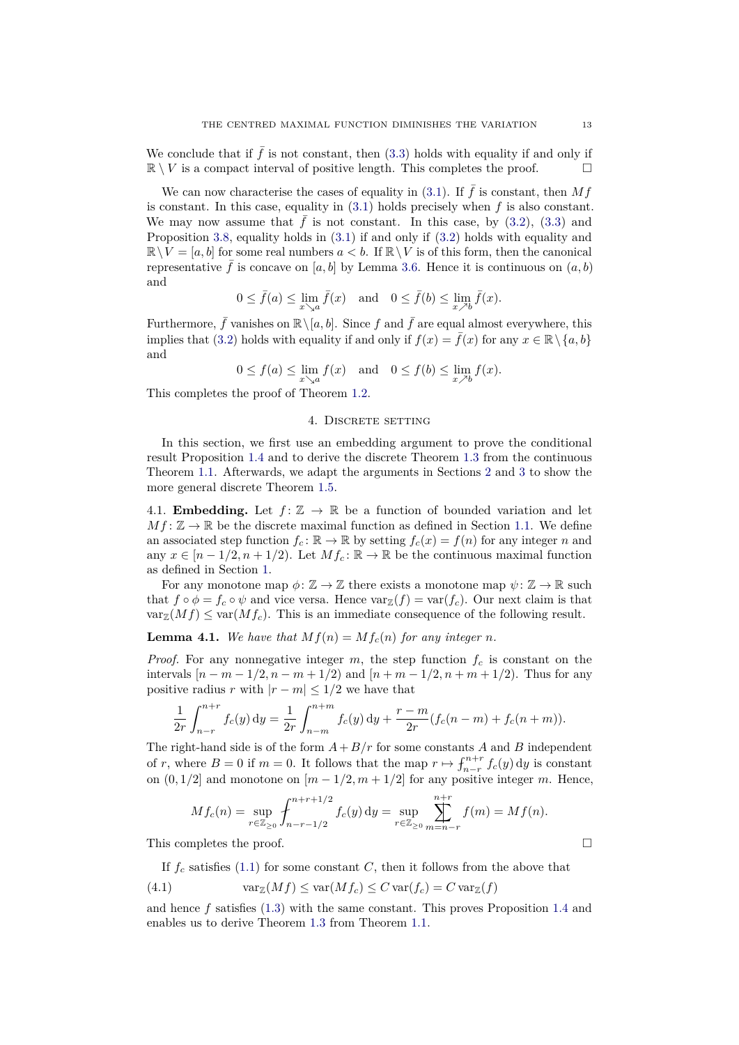We conclude that if $\bar{f}$ is not constant, then (3.3) holds with equality if and only if $\mathbb{R} \setminus V$ is a compact interval of positive length. This completes the proof. $\square$

We can now characterise the cases of equality in (3.1). If $\bar{f}$ is constant, then $Mf$ is constant. In this case, equality in (3.1) holds precisely when $f$ is also constant. We may now assume that $\bar{f}$ is not constant. In this case, by (3.2), (3.3) and Proposition 3.8, equality holds in (3.1) if and only if (3.2) holds with equality and $\mathbb{R} \setminus V = [a, b]$ for some real numbers $a < b$. If $\mathbb{R} \setminus V$ is of this form, then the canonical representative $\bar{f}$ is concave on $[a, b]$ by Lemma 3.6. Hence it is continuous on $(a, b)$ and

$$0 \le \bar{f}(a) \le \lim_{x \searrow a} \bar{f}(x) \quad \text{and} \quad 0 \le \bar{f}(b) \le \lim_{x \nearrow b} \bar{f}(x).$$

Furthermore, $\bar{f}$ vanishes on $\mathbb{R} \setminus [a, b]$. Since $f$ and $\bar{f}$ are equal almost everywhere, this implies that (3.2) holds with equality if and only if $f(x) = \bar{f}(x)$ for any $x \in \mathbb{R} \setminus \{a, b\}$ and

$$0 \le f(a) \le \lim_{x \searrow a} f(x) \quad \text{and} \quad 0 \le f(b) \le \lim_{x \nearrow b} f(x).$$

This completes the proof of Theorem 1.2.

## 4. Discrete setting

In this section, we first use an embedding argument to prove the conditional result Proposition 1.4 and to derive the discrete Theorem 1.3 from the continuous Theorem 1.1. Afterwards, we adapt the arguments in Sections 2 and 3 to show the more general discrete Theorem 1.5.

4.1. **Embedding.** Let $f \colon \mathbb{Z} \to \mathbb{R}$ be a function of bounded variation and let $Mf \colon \mathbb{Z} \to \mathbb{R}$ be the discrete maximal function as defined in Section 1.1. We define an associated step function $f_c \colon \mathbb{R} \to \mathbb{R}$ by setting $f_c(x) = f(n)$ for any integer $n$ and any $x \in [n - 1/2, n + 1/2)$. Let $Mf_c \colon \mathbb{R} \to \mathbb{R}$ be the continuous maximal function as defined in Section 1.

For any monotone map $\phi \colon \mathbb{Z} \to \mathbb{Z}$ there exists a monotone map $\psi \colon \mathbb{Z} \to \mathbb{R}$ such that $f \circ \phi = f_c \circ \psi$ and vice versa. Hence $\operatorname{var}_{\mathbb{Z}}(f) = \operatorname{var}(f_c)$. Our next claim is that $\operatorname{var}_{\mathbb{Z}}(Mf) \le \operatorname{var}(Mf_c)$. This is an immediate consequence of the following result.

**Lemma 4.1.** *We have that $Mf(n) = Mf_c(n)$ for any integer $n$.*

*Proof.* For any nonnegative integer $m$, the step function $f_c$ is constant on the intervals $[n - m - 1/2, n - m + 1/2)$ and $[n + m - 1/2, n + m + 1/2)$. Thus for any positive radius $r$ with $|r - m| \le 1/2$ we have that

$$\frac{1}{2r} \int_{n-r}^{n+r} f_c(y) \, \mathrm{d}y = \frac{1}{2r} \int_{n-m}^{n+m} f_c(y) \, \mathrm{d}y + \frac{r - m}{2r} (f_c(n - m) + f_c(n + m)).$$

The right-hand side is of the form $A + B/r$ for some constants $A$ and $B$ independent of $r$, where $B = 0$ if $m = 0$. It follows that the map $r \mapsto \fint_{n-r}^{n+r} f_c(y) \, \mathrm{d}y$ is constant on $(0, 1/2]$ and monotone on $[m - 1/2, m + 1/2]$ for any positive integer $m$. Hence,

$$Mf_c(n) = \sup_{r \in \mathbb{Z}_{\ge 0}} \fint_{n-r-1/2}^{n+r+1/2} f_c(y) \, \mathrm{d}y = \sup_{r \in \mathbb{Z}_{\ge 0}} \sum_{m=n-r}^{n+r} \!\!\!\!\!\!\!\!\!\!-\;\;\; f(m) = Mf(n).$$

This completes the proof. $\square$

If $f_c$ satisfies (1.1) for some constant $C$, then it follows from the above that

$$\operatorname{var}_{\mathbb{Z}}(Mf) \le \operatorname{var}(Mf_c) \le C \operatorname{var}(f_c) = C \operatorname{var}_{\mathbb{Z}}(f) \tag{4.1}$$

and hence $f$ satisfies (1.3) with the same constant. This proves Proposition 1.4 and enables us to derive Theorem 1.3 from Theorem 1.1.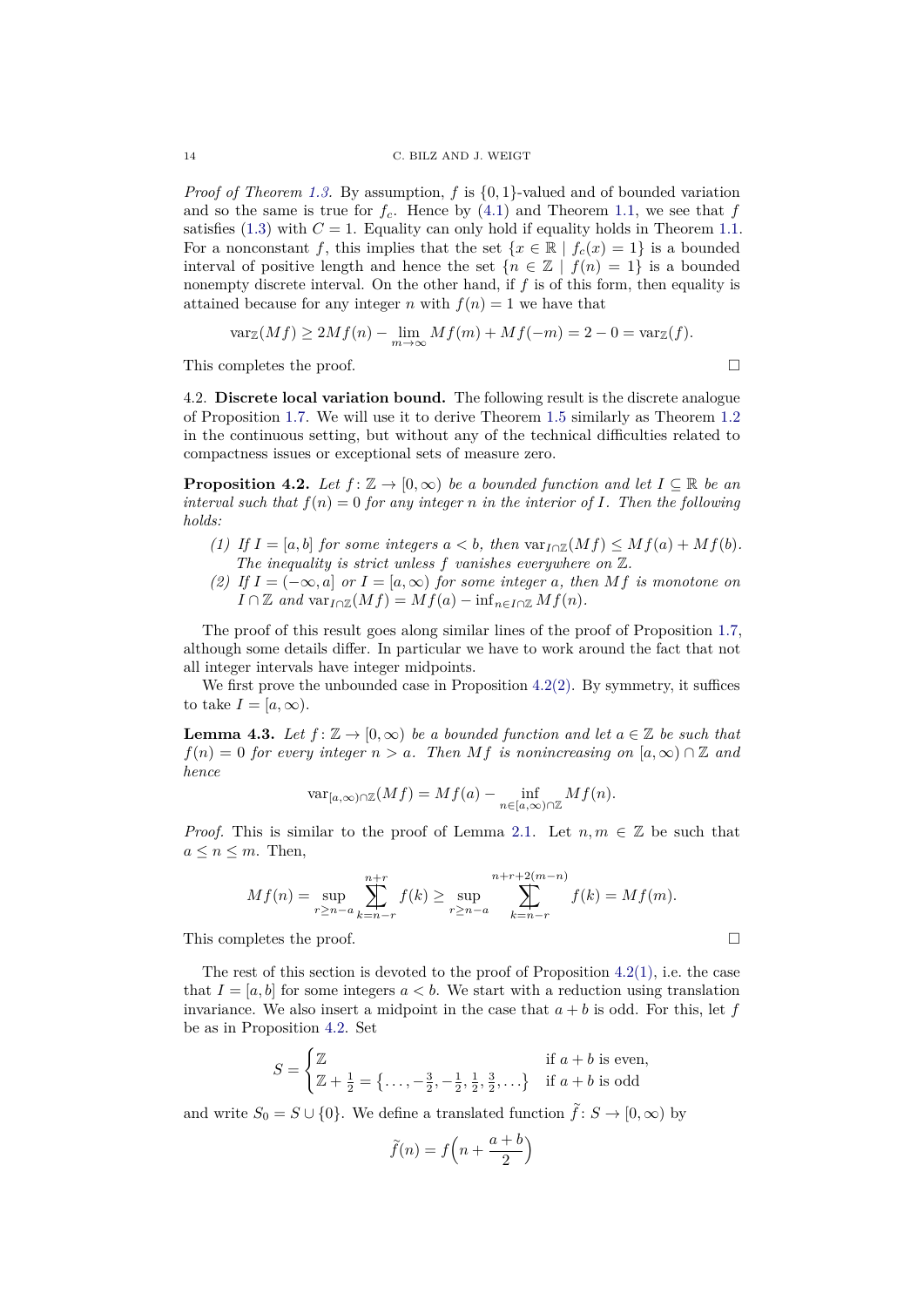*Proof of Theorem 1.3.* By assumption, $f$ is $\{0,1\}$-valued and of bounded variation and so the same is true for $f_c$. Hence by (4.1) and Theorem 1.1, we see that $f$ satisfies (1.3) with $C = 1$. Equality can only hold if equality holds in Theorem 1.1. For a nonconstant $f$, this implies that the set $\{x \in \mathbb{R} \mid f_c(x) = 1\}$ is a bounded interval of positive length and hence the set $\{n \in \mathbb{Z} \mid f(n) = 1\}$ is a bounded nonempty discrete interval. On the other hand, if $f$ is of this form, then equality is attained because for any integer $n$ with $f(n) = 1$ we have that

$$\operatorname{var}_{\mathbb{Z}}(Mf) \geq 2Mf(n) - \lim_{m\to\infty} Mf(m) + Mf(-m) = 2 - 0 = \operatorname{var}_{\mathbb{Z}}(f).$$

This completes the proof. $\square$

4.2. **Discrete local variation bound.** The following result is the discrete analogue of Proposition 1.7. We will use it to derive Theorem 1.5 similarly as Theorem 1.2 in the continuous setting, but without any of the technical difficulties related to compactness issues or exceptional sets of measure zero.

**Proposition 4.2.** *Let $f\colon \mathbb{Z} \to [0,\infty)$ be a bounded function and let $I \subseteq \mathbb{R}$ be an interval such that $f(n) = 0$ for any integer $n$ in the interior of $I$. Then the following holds:*

1. *If $I = [a,b]$ for some integers $a < b$, then $\operatorname{var}_{I\cap\mathbb{Z}}(Mf) \leq Mf(a) + Mf(b)$. The inequality is strict unless $f$ vanishes everywhere on $\mathbb{Z}$.*
2. *If $I = (-\infty, a]$ or $I = [a,\infty)$ for some integer $a$, then $Mf$ is monotone on $I \cap \mathbb{Z}$ and $\operatorname{var}_{I\cap\mathbb{Z}}(Mf) = Mf(a) - \inf_{n\in I\cap\mathbb{Z}} Mf(n)$.*

The proof of this result goes along similar lines of the proof of Proposition 1.7, although some details differ. In particular we have to work around the fact that not all integer intervals have integer midpoints.

We first prove the unbounded case in Proposition 4.2(2). By symmetry, it suffices to take $I = [a,\infty)$.

**Lemma 4.3.** *Let $f\colon \mathbb{Z} \to [0,\infty)$ be a bounded function and let $a \in \mathbb{Z}$ be such that $f(n) = 0$ for every integer $n > a$. Then $Mf$ is nonincreasing on $[a,\infty)\cap\mathbb{Z}$ and hence*

$$\operatorname{var}_{[a,\infty)\cap\mathbb{Z}}(Mf) = Mf(a) - \inf_{n\in[a,\infty)\cap\mathbb{Z}} Mf(n).$$

*Proof.* This is similar to the proof of Lemma 2.1. Let $n, m \in \mathbb{Z}$ be such that $a \leq n \leq m$. Then,

$$Mf(n) = \sup_{r\geq n-a} \sum_{k=n-r}^{n+r} f(k) \geq \sup_{r\geq n-a} \sum_{k=n-r}^{n+r+2(m-n)} f(k) = Mf(m).$$

This completes the proof. $\square$

The rest of this section is devoted to the proof of Proposition 4.2(1), i.e. the case that $I = [a,b]$ for some integers $a < b$. We start with a reduction using translation invariance. We also insert a midpoint in the case that $a + b$ is odd. For this, let $f$ be as in Proposition 4.2. Set

$$S = \begin{cases} \mathbb{Z} & \text{if } a+b \text{ is even,} \\ \mathbb{Z} + \frac{1}{2} = \left\{\dots, -\frac{3}{2}, -\frac{1}{2}, \frac{1}{2}, \frac{3}{2}, \dots\right\} & \text{if } a+b \text{ is odd} \end{cases}$$

and write $S_0 = S \cup \{0\}$. We define a translated function $\tilde{f}\colon S \to [0,\infty)$ by

$$\tilde{f}(n) = f\Big(n + \frac{a+b}{2}\Big)$$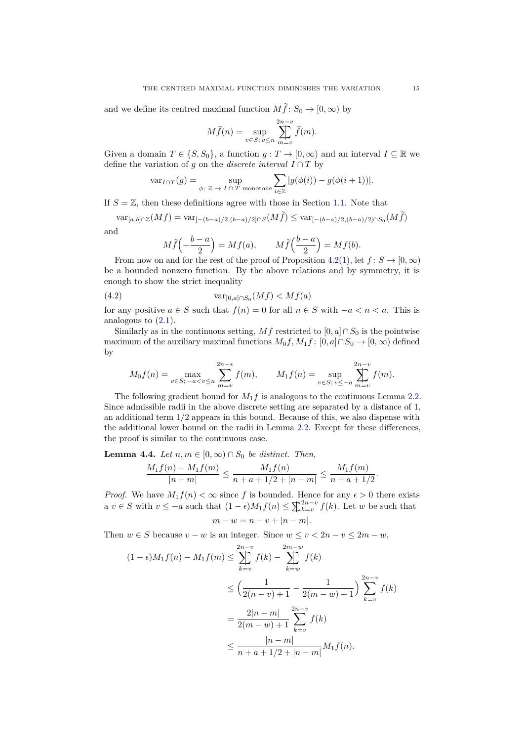and we define its centred maximal function $M\tilde{f}\colon S_0 \to [0,\infty)$ by

$$M\tilde{f}(n) = \sup_{v\in S;\, v\leq n} \sum_{m=v}^{2n-v} \tilde{f}(m).$$

Given a domain $T \in \{S, S_0\}$, a function $g : T \to [0,\infty)$ and an interval $I \subseteq \mathbb{R}$ we define the variation of $g$ on the *discrete interval* $I \cap T$ by

$$\mathrm{var}_{I\cap T}(g) = \sup_{\phi\colon\, \mathbb{Z}\,\to\, I\cap T \text{ monotone}} \sum_{i\in\mathbb{Z}} |g(\phi(i)) - g(\phi(i+1))|.$$

If $S = \mathbb{Z}$, then these definitions agree with those in Section 1.1. Note that

$$\mathrm{var}_{[a,b]\cap\mathbb{Z}}(Mf) = \mathrm{var}_{[-(b-a)/2,(b-a)/2]\cap S}(M\tilde{f}) \leq \mathrm{var}_{[-(b-a)/2,(b-a)/2]\cap S_0}(M\tilde{f})$$

and

$$M\tilde{f}\Big(-\frac{b-a}{2}\Big) = Mf(a), \qquad M\tilde{f}\Big(\frac{b-a}{2}\Big) = Mf(b).$$

From now on and for the rest of the proof of Proposition 4.2(1), let $f\colon S \to [0,\infty)$ be a bounded nonzero function. By the above relations and by symmetry, it is enough to show the strict inequality

$$\mathrm{var}_{[0,a]\cap S_0}(Mf) < Mf(a) \tag{4.2}$$

for any positive $a \in S$ such that $f(n) = 0$ for all $n \in S$ with $-a < n < a$. This is analogous to (2.1).

Similarly as in the continuous setting, $Mf$ restricted to $[0,a] \cap S_0$ is the pointwise maximum of the auxiliary maximal functions $M_0f, M_1f\colon [0,a] \cap S_0 \to [0,\infty)$ defined by

$$M_0f(n) = \max_{v\in S;\, -a<v\leq n} \sum_{m=v}^{2n-v} f(m), \qquad M_1f(n) = \sup_{v\in S;\, v\leq -a} \sum_{m=v}^{2n-v} f(m).$$

The following gradient bound for $M_1f$ is analogous to the continuous Lemma 2.2. Since admissible radii in the above discrete setting are separated by a distance of 1, an additional term $1/2$ appears in this bound. Because of this, we also dispense with the additional lower bound on the radii in Lemma 2.2. Except for these differences, the proof is similar to the continuous case.

**Lemma 4.4.** *Let $n, m \in [0,\infty) \cap S_0$ be distinct. Then,*

$$\frac{M_1f(n) - M_1f(m)}{|n-m|} \leq \frac{M_1f(n)}{n + a + 1/2 + |n-m|} \leq \frac{M_1f(m)}{n + a + 1/2}.$$

*Proof.* We have $M_1f(n) < \infty$ since $f$ is bounded. Hence for any $\epsilon > 0$ there exists a $v \in S$ with $v \leq -a$ such that $(1-\epsilon)M_1f(n) \leq \sum_{k=v}^{2n-v} f(k)$. Let $w$ be such that

$$m - w = n - v + |n-m|.$$

Then $w \in S$ because $v - w$ is an integer. Since $w \leq v < 2n - v \leq 2m - w$,

$$\begin{aligned}
(1-\epsilon)M_1f(n) - M_1f(m) &\leq \sum_{k=v}^{2n-v} f(k) - \sum_{k=w}^{2m-w} f(k) \\
&\leq \Big(\frac{1}{2(n-v)+1} - \frac{1}{2(m-w)+1}\Big) \sum_{k=v}^{2n-v} f(k) \\
&= \frac{2|n-m|}{2(m-w)+1} \sum_{k=v}^{2n-v} f(k) \\
&\leq \frac{|n-m|}{n + a + 1/2 + |n-m|} M_1f(n).
\end{aligned}$$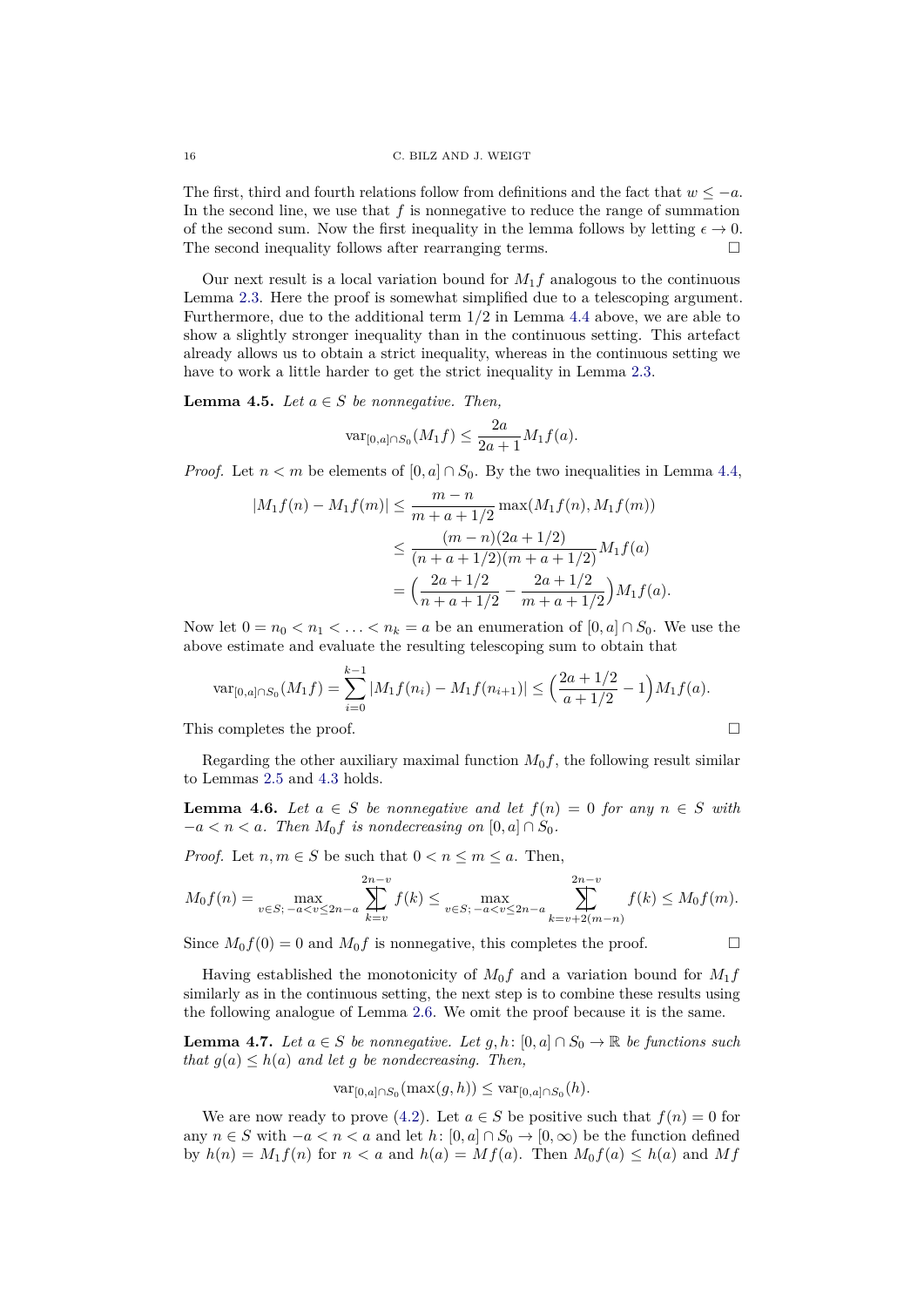The first, third and fourth relations follow from definitions and the fact that $w \le -a$. In the second line, we use that $f$ is nonnegative to reduce the range of summation of the second sum. Now the first inequality in the lemma follows by letting $\epsilon \to 0$. The second inequality follows after rearranging terms. □

Our next result is a local variation bound for $M_1 f$ analogous to the continuous Lemma 2.3. Here the proof is somewhat simplified due to a telescoping argument. Furthermore, due to the additional term $1/2$ in Lemma 4.4 above, we are able to show a slightly stronger inequality than in the continuous setting. This artefact already allows us to obtain a strict inequality, whereas in the continuous setting we have to work a little harder to get the strict inequality in Lemma 2.3.

**Lemma 4.5.** *Let $a \in S$ be nonnegative. Then,*

$$\operatorname{var}_{[0,a]\cap S_0}(M_1 f) \le \frac{2a}{2a+1} M_1 f(a).$$

*Proof.* Let $n < m$ be elements of $[0,a] \cap S_0$. By the two inequalities in Lemma 4.4,

$$\begin{aligned}
|M_1 f(n) - M_1 f(m)| &\le \frac{m-n}{m+a+1/2} \max(M_1 f(n), M_1 f(m)) \\
&\le \frac{(m-n)(2a+1/2)}{(n+a+1/2)(m+a+1/2)} M_1 f(a) \\
&= \Big(\frac{2a+1/2}{n+a+1/2} - \frac{2a+1/2}{m+a+1/2}\Big) M_1 f(a).
\end{aligned}$$

Now let $0 = n_0 < n_1 < \ldots < n_k = a$ be an enumeration of $[0,a] \cap S_0$. We use the above estimate and evaluate the resulting telescoping sum to obtain that

$$\operatorname{var}_{[0,a]\cap S_0}(M_1 f) = \sum_{i=0}^{k-1} |M_1 f(n_i) - M_1 f(n_{i+1})| \le \Big(\frac{2a+1/2}{a+1/2} - 1\Big) M_1 f(a).$$

This completes the proof. □

Regarding the other auxiliary maximal function $M_0 f$, the following result similar to Lemmas 2.5 and 4.3 holds.

**Lemma 4.6.** *Let $a \in S$ be nonnegative and let $f(n) = 0$ for any $n \in S$ with $-a < n < a$. Then $M_0 f$ is nondecreasing on $[0,a] \cap S_0$.*

*Proof.* Let $n, m \in S$ be such that $0 < n \le m \le a$. Then,

$$M_0 f(n) = \max_{v \in S;\, -a<v\le 2n-a} \sum_{k=v}^{2n-v} f(k) \le \max_{v \in S;\, -a<v\le 2n-a} \sum_{k=v+2(m-n)}^{2n-v} f(k) \le M_0 f(m).$$

Since $M_0 f(0) = 0$ and $M_0 f$ is nonnegative, this completes the proof. □

Having established the monotonicity of $M_0 f$ and a variation bound for $M_1 f$ similarly as in the continuous setting, the next step is to combine these results using the following analogue of Lemma 2.6. We omit the proof because it is the same.

**Lemma 4.7.** *Let $a \in S$ be nonnegative. Let $g, h\colon [0,a] \cap S_0 \to \mathbb{R}$ be functions such that $g(a) \le h(a)$ and let $g$ be nondecreasing. Then,*

$$\operatorname{var}_{[0,a]\cap S_0}(\max(g,h)) \le \operatorname{var}_{[0,a]\cap S_0}(h).$$

We are now ready to prove (4.2). Let $a \in S$ be positive such that $f(n) = 0$ for any $n \in S$ with $-a < n < a$ and let $h\colon [0,a] \cap S_0 \to [0,\infty)$ be the function defined by $h(n) = M_1 f(n)$ for $n < a$ and $h(a) = Mf(a)$. Then $M_0 f(a) \le h(a)$ and $Mf$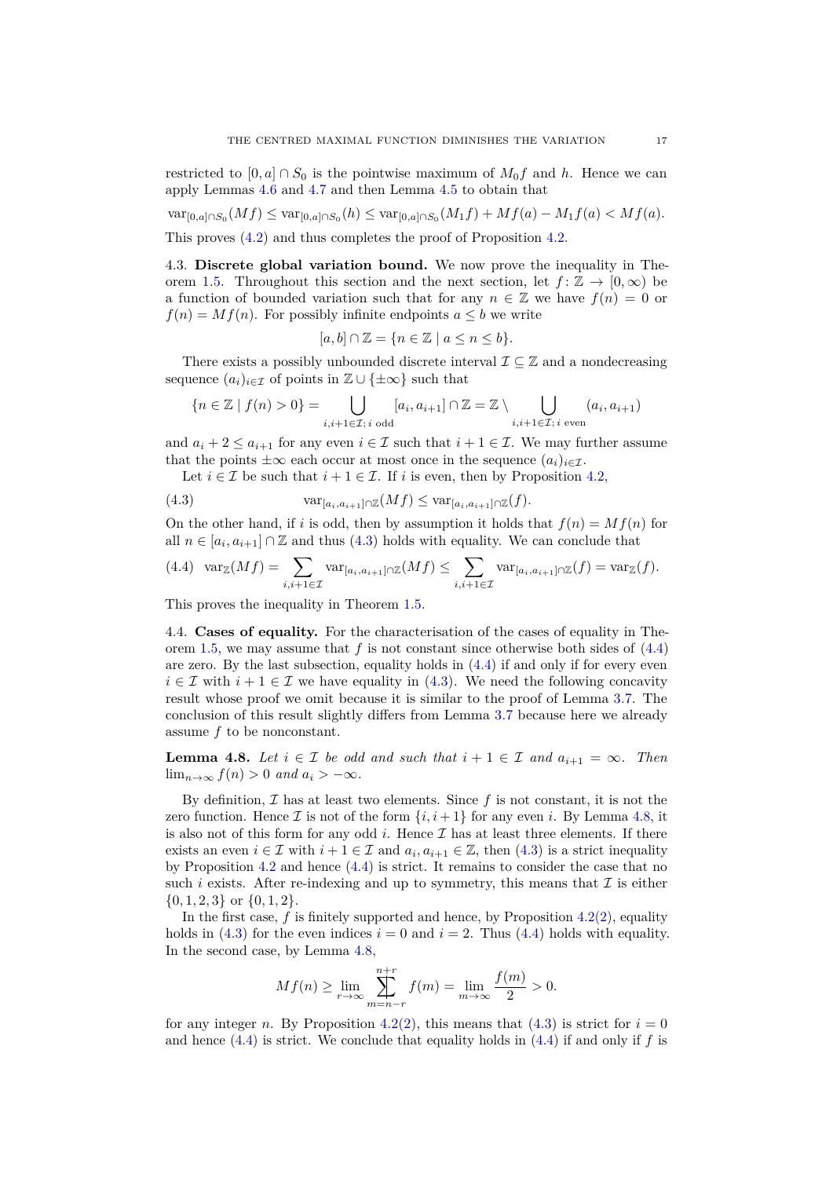restricted to $[0,a] \cap S_0$ is the pointwise maximum of $M_0 f$ and $h$. Hence we can apply Lemmas 4.6 and 4.7 and then Lemma 4.5 to obtain that

$$\operatorname{var}_{[0,a]\cap S_0}(Mf) \le \operatorname{var}_{[0,a]\cap S_0}(h) \le \operatorname{var}_{[0,a]\cap S_0}(M_1 f) + Mf(a) - M_1 f(a) < Mf(a).$$

This proves (4.2) and thus completes the proof of Proposition 4.2.

4.3. **Discrete global variation bound.** We now prove the inequality in Theorem 1.5. Throughout this section and the next section, let $f \colon \mathbb{Z} \to [0,\infty)$ be a function of bounded variation such that for any $n \in \mathbb{Z}$ we have $f(n) = 0$ or $f(n) = Mf(n)$. For possibly infinite endpoints $a \le b$ we write

$$[a,b] \cap \mathbb{Z} = \{n \in \mathbb{Z} \mid a \le n \le b\}.$$

There exists a possibly unbounded discrete interval $\mathcal{I} \subseteq \mathbb{Z}$ and a nondecreasing sequence $(a_i)_{i\in\mathcal{I}}$ of points in $\mathbb{Z} \cup \{\pm\infty\}$ such that

$$\{n \in \mathbb{Z} \mid f(n) > 0\} = \bigcup_{i,i+1\in\mathcal{I};\, i \text{ odd}} [a_i, a_{i+1}] \cap \mathbb{Z} = \mathbb{Z} \setminus \bigcup_{i,i+1\in\mathcal{I};\, i \text{ even}} (a_i, a_{i+1})$$

and $a_i + 2 \le a_{i+1}$ for any even $i \in \mathcal{I}$ such that $i+1 \in \mathcal{I}$. We may further assume that the points $\pm\infty$ each occur at most once in the sequence $(a_i)_{i\in\mathcal{I}}$.

Let $i \in \mathcal{I}$ be such that $i+1 \in \mathcal{I}$. If $i$ is even, then by Proposition 4.2,

$$\operatorname{var}_{[a_i,a_{i+1}]\cap\mathbb{Z}}(Mf) \le \operatorname{var}_{[a_i,a_{i+1}]\cap\mathbb{Z}}(f). \tag{4.3}$$

On the other hand, if $i$ is odd, then by assumption it holds that $f(n) = Mf(n)$ for all $n \in [a_i, a_{i+1}] \cap \mathbb{Z}$ and thus (4.3) holds with equality. We can conclude that

$$\operatorname{var}_{\mathbb{Z}}(Mf) = \sum_{i,i+1\in\mathcal{I}} \operatorname{var}_{[a_i,a_{i+1}]\cap\mathbb{Z}}(Mf) \le \sum_{i,i+1\in\mathcal{I}} \operatorname{var}_{[a_i,a_{i+1}]\cap\mathbb{Z}}(f) = \operatorname{var}_{\mathbb{Z}}(f). \tag{4.4}$$

This proves the inequality in Theorem 1.5.

4.4. **Cases of equality.** For the characterisation of the cases of equality in Theorem 1.5, we may assume that $f$ is not constant since otherwise both sides of (4.4) are zero. By the last subsection, equality holds in (4.4) if and only if for every even $i \in \mathcal{I}$ with $i+1 \in \mathcal{I}$ we have equality in (4.3). We need the following concavity result whose proof we omit because it is similar to the proof of Lemma 3.7. The conclusion of this result slightly differs from Lemma 3.7 because here we already assume $f$ to be nonconstant.

**Lemma 4.8.** *Let $i \in \mathcal{I}$ be odd and such that $i+1 \in \mathcal{I}$ and $a_{i+1} = \infty$. Then $\lim_{n\to\infty} f(n) > 0$ and $a_i > -\infty$.*

By definition, $\mathcal{I}$ has at least two elements. Since $f$ is not constant, it is not the zero function. Hence $\mathcal{I}$ is not of the form $\{i, i+1\}$ for any even $i$. By Lemma 4.8, it is also not of this form for any odd $i$. Hence $\mathcal{I}$ has at least three elements. If there exists an even $i \in \mathcal{I}$ with $i+1 \in \mathcal{I}$ and $a_i, a_{i+1} \in \mathbb{Z}$, then (4.3) is a strict inequality by Proposition 4.2 and hence (4.4) is strict. It remains to consider the case that no such $i$ exists. After re-indexing and up to symmetry, this means that $\mathcal{I}$ is either $\{0,1,2,3\}$ or $\{0,1,2\}$.

In the first case, $f$ is finitely supported and hence, by Proposition 4.2(2), equality holds in (4.3) for the even indices $i = 0$ and $i = 2$. Thus (4.4) holds with equality. In the second case, by Lemma 4.8,

$$Mf(n) \ge \lim_{r\to\infty} \sum_{m=n-r}^{n+r} f(m) = \lim_{m\to\infty} \frac{f(m)}{2} > 0.$$

for any integer $n$. By Proposition 4.2(2), this means that (4.3) is strict for $i = 0$ and hence (4.4) is strict. We conclude that equality holds in (4.4) if and only if $f$ is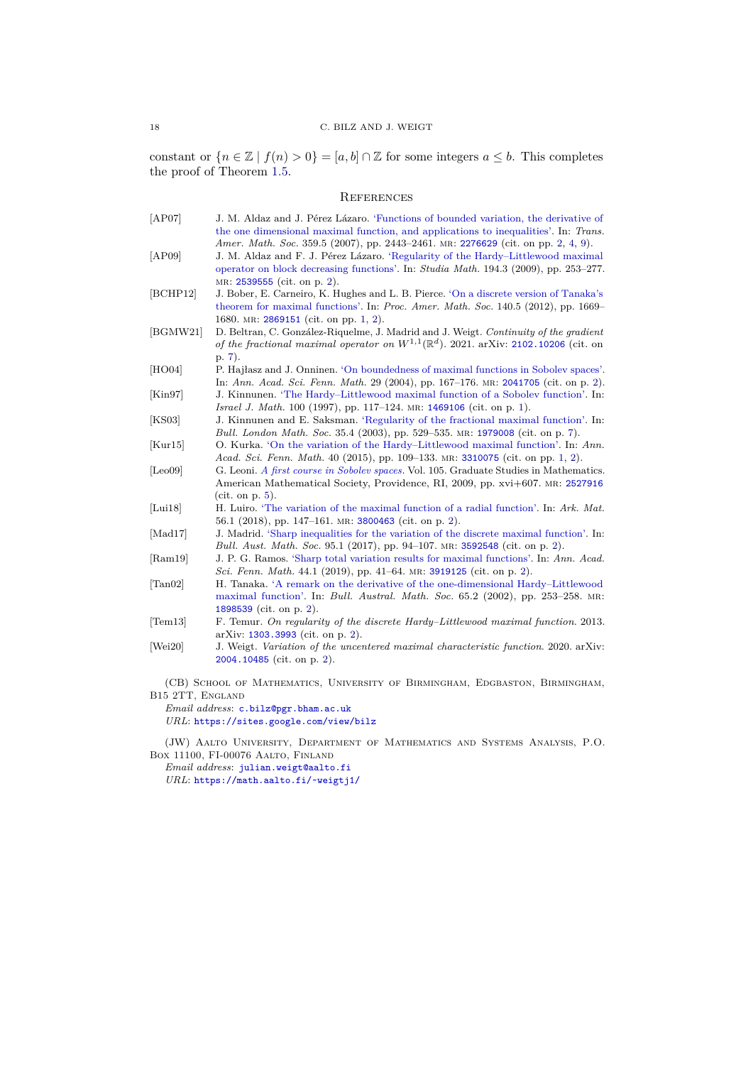constant or $\{n \in \mathbb{Z} \mid f(n) > 0\} = [a, b] \cap \mathbb{Z}$ for some integers $a \leq b$. This completes the proof of Theorem 1.5.

## References

[AP07] J. M. Aldaz and J. Pérez Lázaro. 'Functions of bounded variation, the derivative of the one dimensional maximal function, and applications to inequalities'. In: *Trans. Amer. Math. Soc.* 359.5 (2007), pp. 2443–2461. MR: 2276629 (cit. on pp. 2, 4, 9).

[AP09] J. M. Aldaz and F. J. Pérez Lázaro. 'Regularity of the Hardy–Littlewood maximal operator on block decreasing functions'. In: *Studia Math.* 194.3 (2009), pp. 253–277. MR: 2539555 (cit. on p. 2).

[BCHP12] J. Bober, E. Carneiro, K. Hughes and L. B. Pierce. 'On a discrete version of Tanaka's theorem for maximal functions'. In: *Proc. Amer. Math. Soc.* 140.5 (2012), pp. 1669–1680. MR: 2869151 (cit. on pp. 1, 2).

[BGMW21] D. Beltran, C. González-Riquelme, J. Madrid and J. Weigt. *Continuity of the gradient of the fractional maximal operator on $W^{1,1}(\mathbb{R}^d)$*. 2021. arXiv: 2102.10206 (cit. on p. 7).

[HO04] P. Hajłasz and J. Onninen. 'On boundedness of maximal functions in Sobolev spaces'. In: *Ann. Acad. Sci. Fenn. Math.* 29 (2004), pp. 167–176. MR: 2041705 (cit. on p. 2).

[Kin97] J. Kinnunen. 'The Hardy–Littlewood maximal function of a Sobolev function'. In: *Israel J. Math.* 100 (1997), pp. 117–124. MR: 1469106 (cit. on p. 1).

[KS03] J. Kinnunen and E. Saksman. 'Regularity of the fractional maximal function'. In: *Bull. London Math. Soc.* 35.4 (2003), pp. 529–535. MR: 1979008 (cit. on p. 7).

[Kur15] O. Kurka. 'On the variation of the Hardy–Littlewood maximal function'. In: *Ann. Acad. Sci. Fenn. Math.* 40 (2015), pp. 109–133. MR: 3310075 (cit. on pp. 1, 2).

[Leo09] G. Leoni. *A first course in Sobolev spaces*. Vol. 105. Graduate Studies in Mathematics. American Mathematical Society, Providence, RI, 2009, pp. xvi+607. MR: 2527916 (cit. on p. 5).

[Lui18] H. Luiro. 'The variation of the maximal function of a radial function'. In: *Ark. Mat.* 56.1 (2018), pp. 147–161. MR: 3800463 (cit. on p. 2).

[Mad17] J. Madrid. 'Sharp inequalities for the variation of the discrete maximal function'. In: *Bull. Aust. Math. Soc.* 95.1 (2017), pp. 94–107. MR: 3592548 (cit. on p. 2).

[Ram19] J. P. G. Ramos. 'Sharp total variation results for maximal functions'. In: *Ann. Acad. Sci. Fenn. Math.* 44.1 (2019), pp. 41–64. MR: 3919125 (cit. on p. 2).

[Tan02] H. Tanaka. 'A remark on the derivative of the one-dimensional Hardy–Littlewood maximal function'. In: *Bull. Austral. Math. Soc.* 65.2 (2002), pp. 253–258. MR: 1898539 (cit. on p. 2).

[Tem13] F. Temur. *On regularity of the discrete Hardy–Littlewood maximal function*. 2013. arXiv: 1303.3993 (cit. on p. 2).

[Wei20] J. Weigt. *Variation of the uncentered maximal characteristic function*. 2020. arXiv: 2004.10485 (cit. on p. 2).

(CB) School of Mathematics, University of Birmingham, Edgbaston, Birmingham, B15 2TT, England

*Email address*: c.bilz@pgr.bham.ac.uk

*URL*: https://sites.google.com/view/bilz

(JW) Aalto University, Department of Mathematics and Systems Analysis, P.O. Box 11100, FI-00076 Aalto, Finland

*Email address*: julian.weigt@aalto.fi

*URL*: https://math.aalto.fi/~weigtj1/